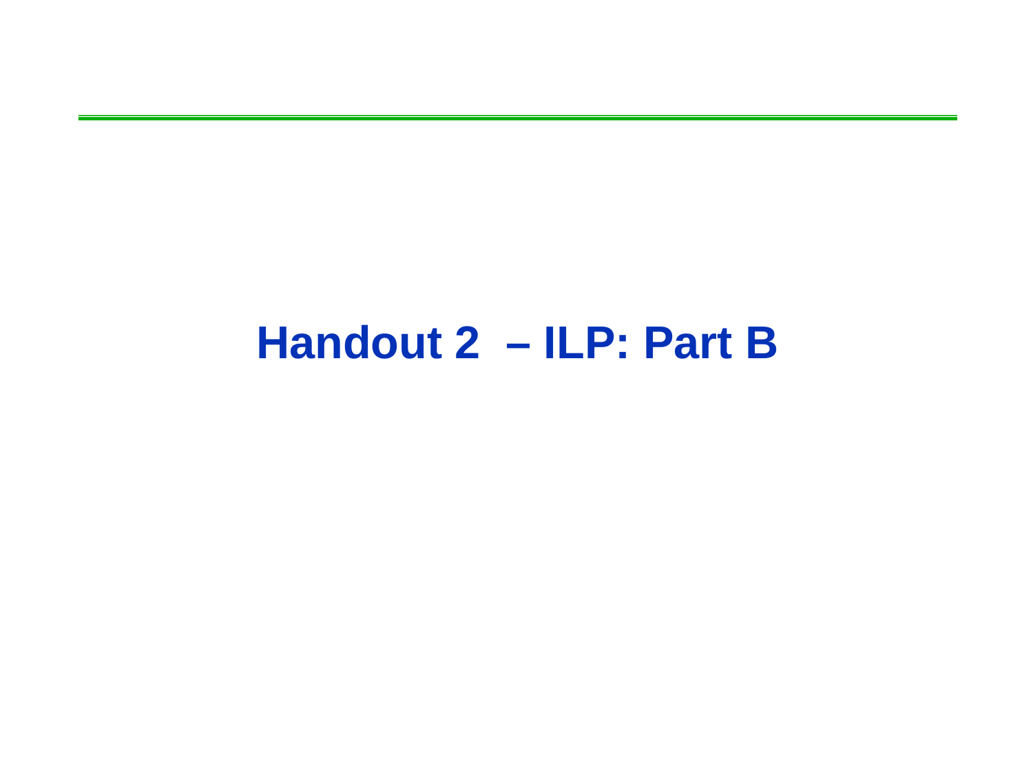# Handout 2 – ILP: Part B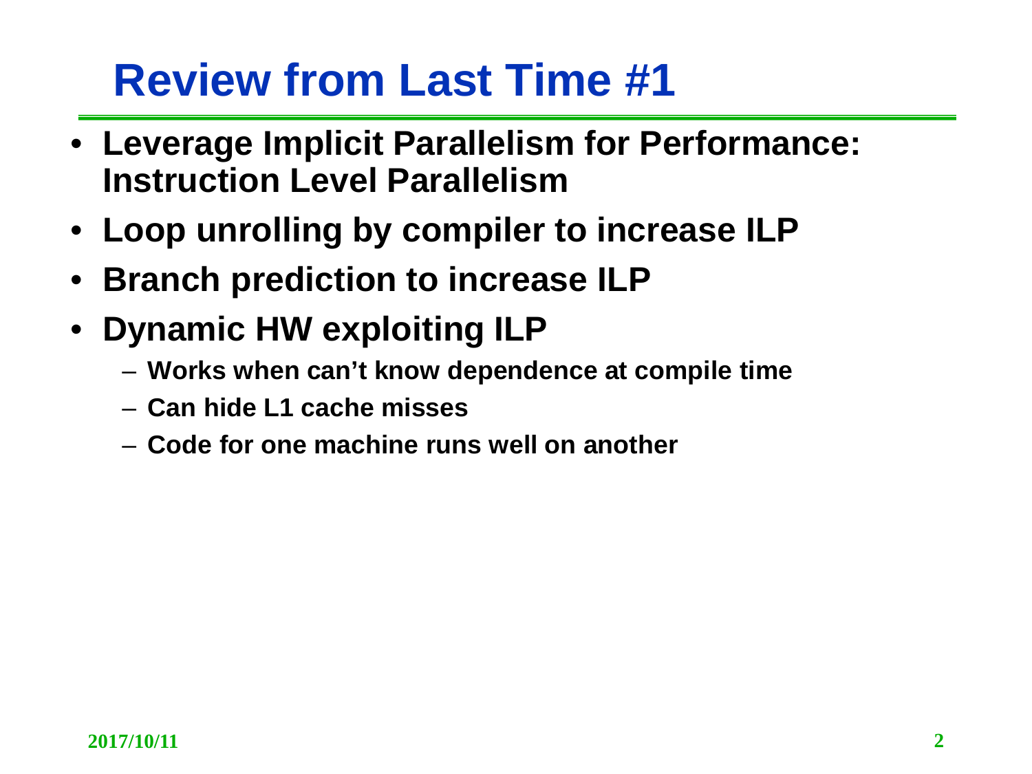# Review from Last Time #1

- **Leverage Implicit Parallelism for Performance: Instruction Level Parallelism**
- **Loop unrolling by compiler to increase ILP**
- **Branch prediction to increase ILP**
- **Dynamic HW exploiting ILP**
  - **Works when can't know dependence at compile time**
  - **Can hide L1 cache misses**
  - **Code for one machine runs well on another**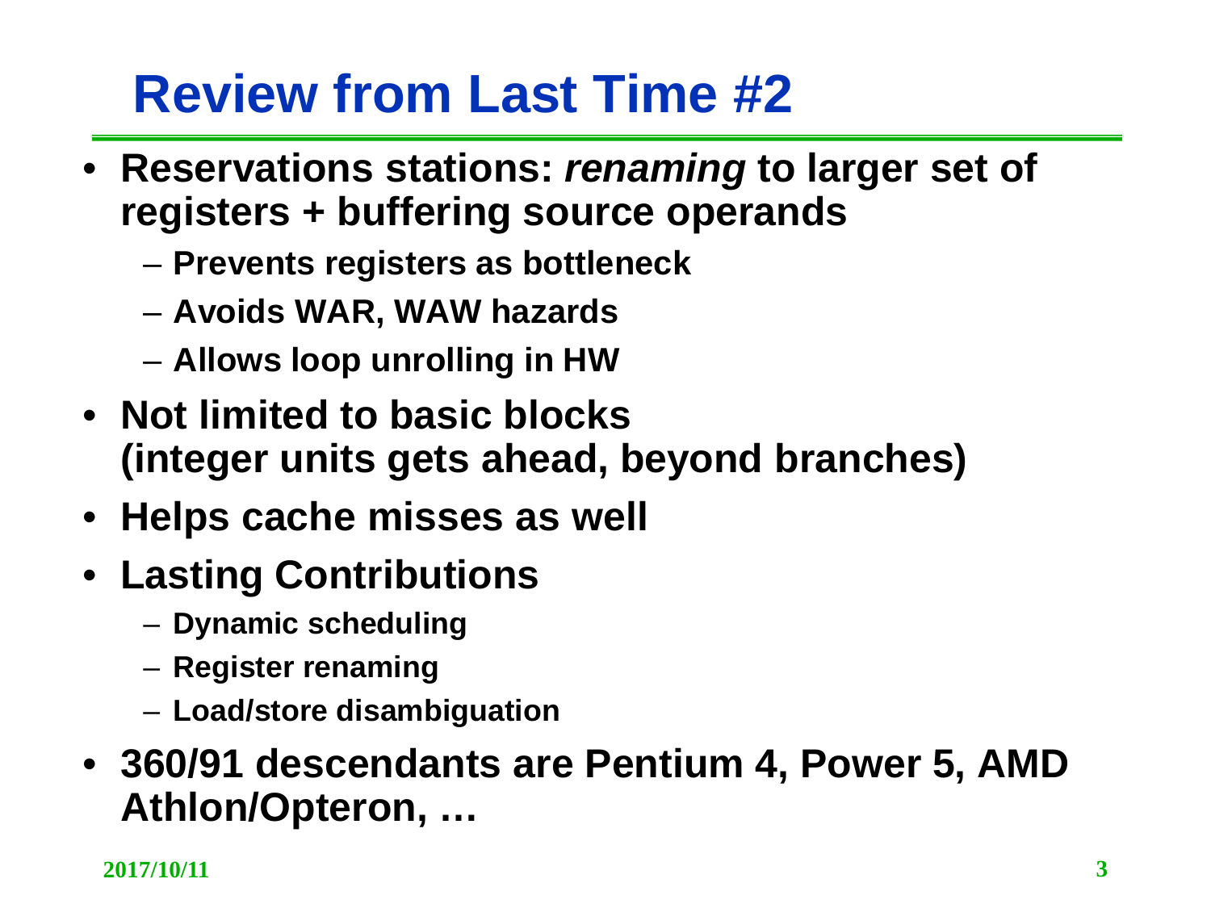# Review from Last Time #2

- Reservations stations: *renaming* to larger set of registers + buffering source operands
  - Prevents registers as bottleneck
  - Avoids WAR, WAW hazards
  - Allows loop unrolling in HW
- Not limited to basic blocks (integer units gets ahead, beyond branches)
- Helps cache misses as well
- Lasting Contributions
  - Dynamic scheduling
  - Register renaming
  - Load/store disambiguation
- 360/91 descendants are Pentium 4, Power 5, AMD Athlon/Opteron, …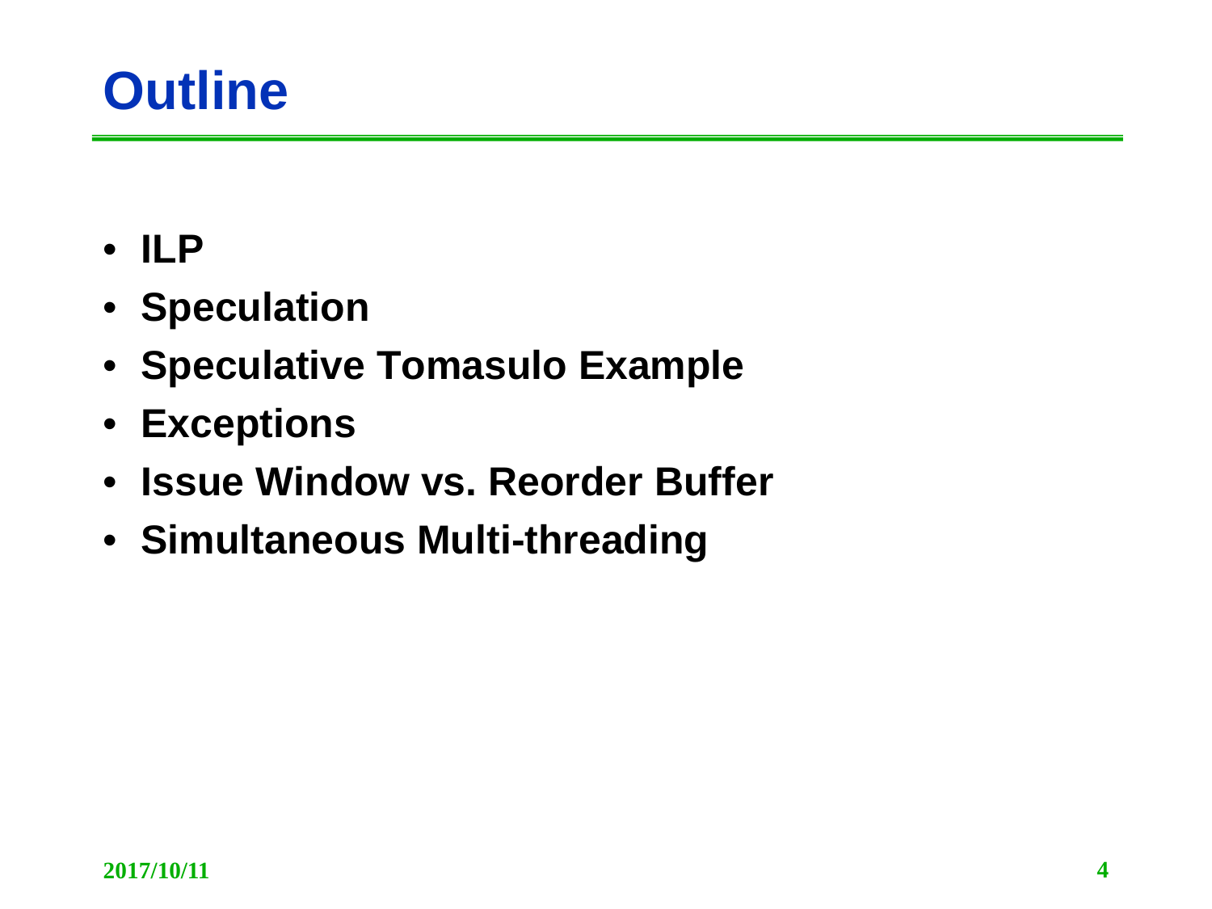# Outline

- **ILP**
- **Speculation**
- **Speculative Tomasulo Example**
- **Exceptions**
- **Issue Window vs. Reorder Buffer**
- **Simultaneous Multi-threading**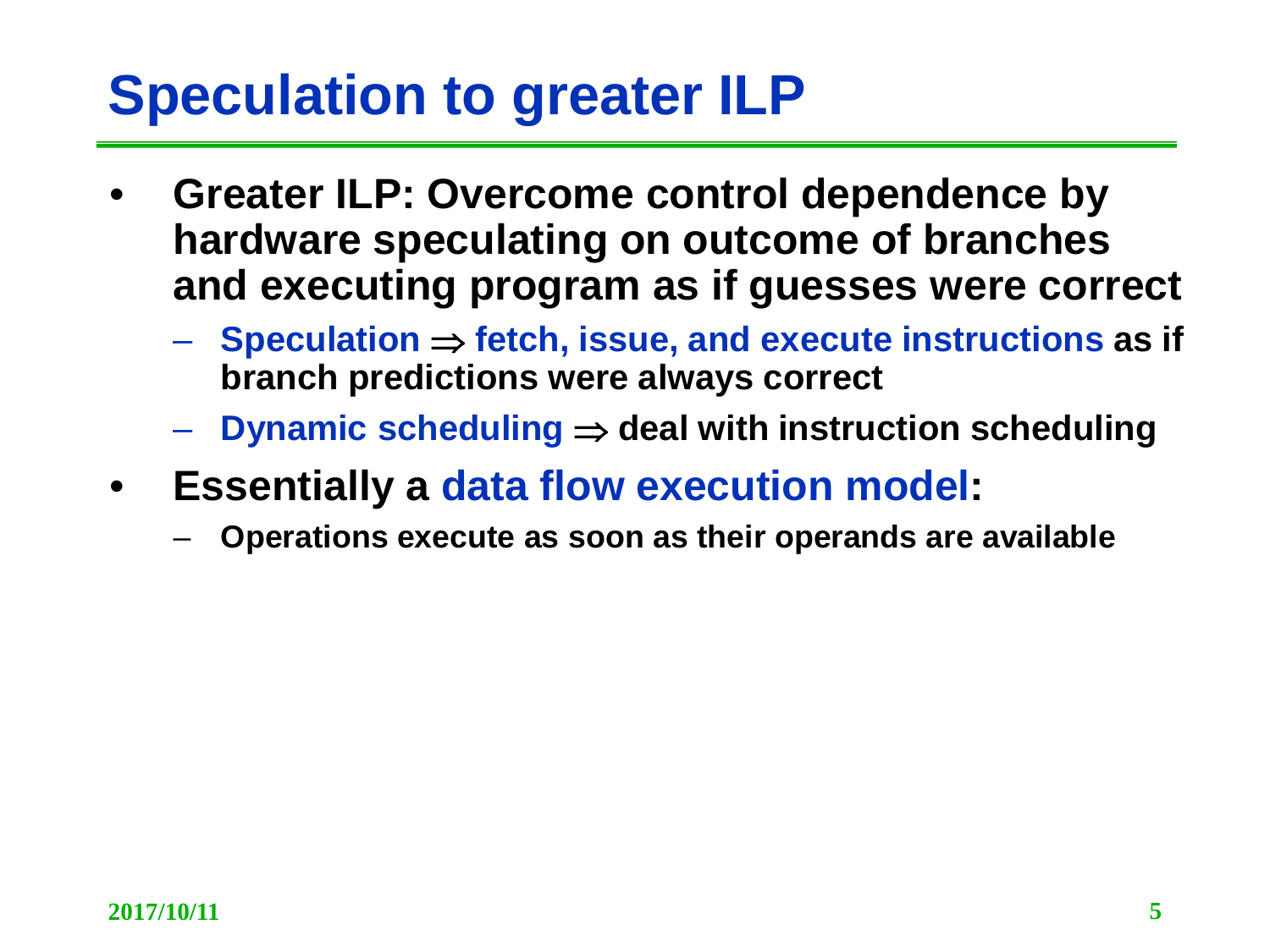# Speculation to greater ILP

- **Greater ILP: Overcome control dependence by hardware speculating on outcome of branches and executing program as if guesses were correct**
  - **Speculation $\Rightarrow$ fetch, issue, and execute instructions as if branch predictions were always correct**
  - **Dynamic scheduling $\Rightarrow$ deal with instruction scheduling**
- **Essentially a data flow execution model:**
  - **Operations execute as soon as their operands are available**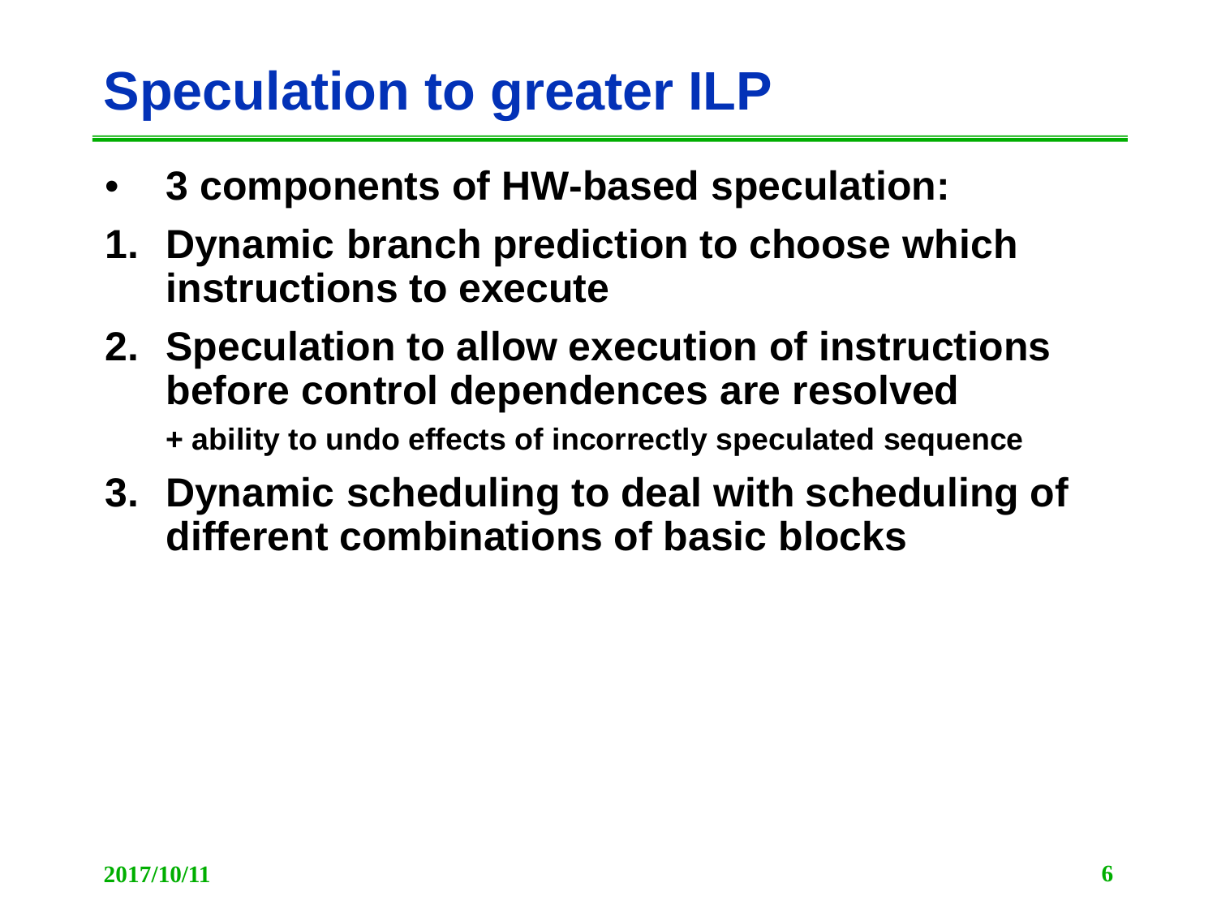# Speculation to greater ILP

- **3 components of HW-based speculation:**

1. **Dynamic branch prediction to choose which instructions to execute**
2. **Speculation to allow execution of instructions before control dependences are resolved**

   **+ ability to undo effects of incorrectly speculated sequence**
3. **Dynamic scheduling to deal with scheduling of different combinations of basic blocks**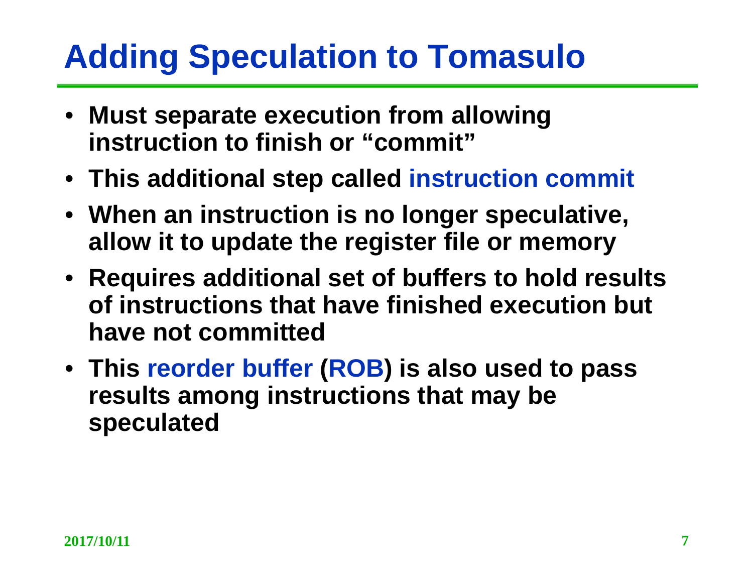# Adding Speculation to Tomasulo

- **Must separate execution from allowing instruction to finish or "commit"**
- **This additional step called instruction commit**
- **When an instruction is no longer speculative, allow it to update the register file or memory**
- **Requires additional set of buffers to hold results of instructions that have finished execution but have not committed**
- **This reorder buffer (ROB) is also used to pass results among instructions that may be speculated**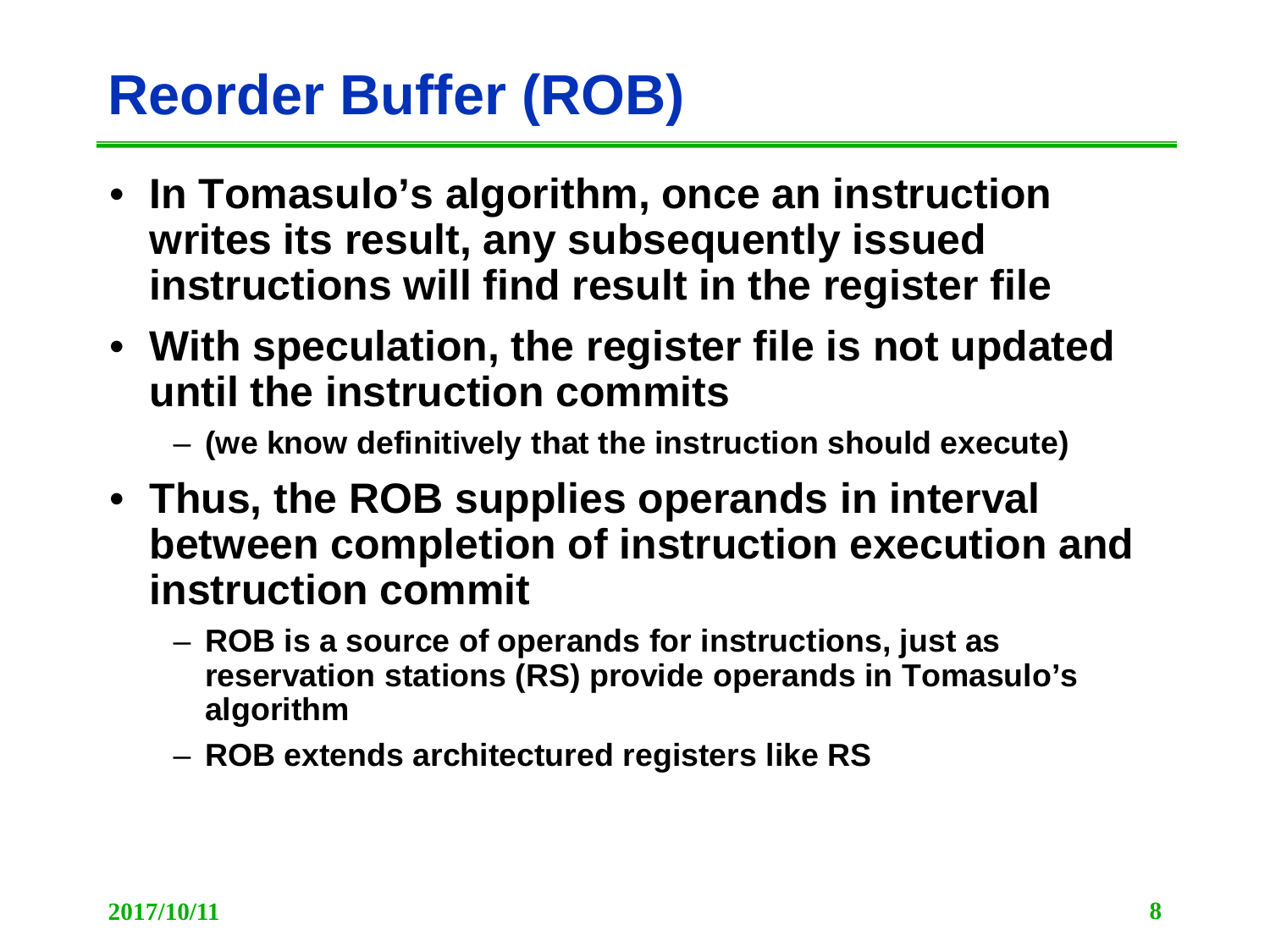# Reorder Buffer (ROB)

- In Tomasulo's algorithm, once an instruction writes its result, any subsequently issued instructions will find result in the register file
- With speculation, the register file is not updated until the instruction commits
  - (we know definitively that the instruction should execute)
- Thus, the ROB supplies operands in interval between completion of instruction execution and instruction commit
  - ROB is a source of operands for instructions, just as reservation stations (RS) provide operands in Tomasulo's algorithm
  - ROB extends architectured registers like RS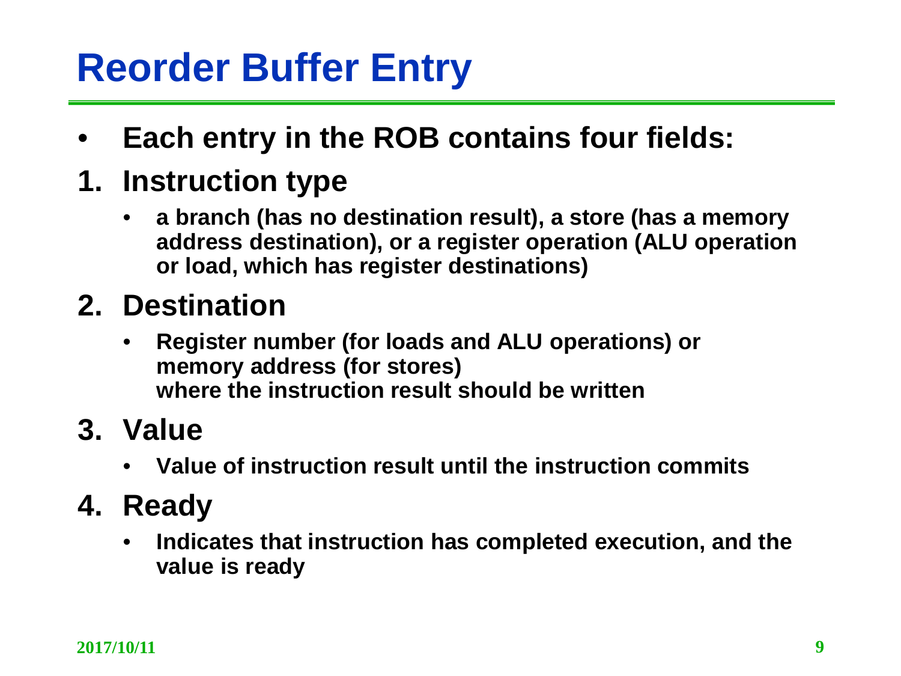# Reorder Buffer Entry

- **Each entry in the ROB contains four fields:**

1. **Instruction type**
   - **a branch (has no destination result), a store (has a memory address destination), or a register operation (ALU operation or load, which has register destinations)**
2. **Destination**
   - **Register number (for loads and ALU operations) or memory address (for stores) where the instruction result should be written**
3. **Value**
   - **Value of instruction result until the instruction commits**
4. **Ready**
   - **Indicates that instruction has completed execution, and the value is ready**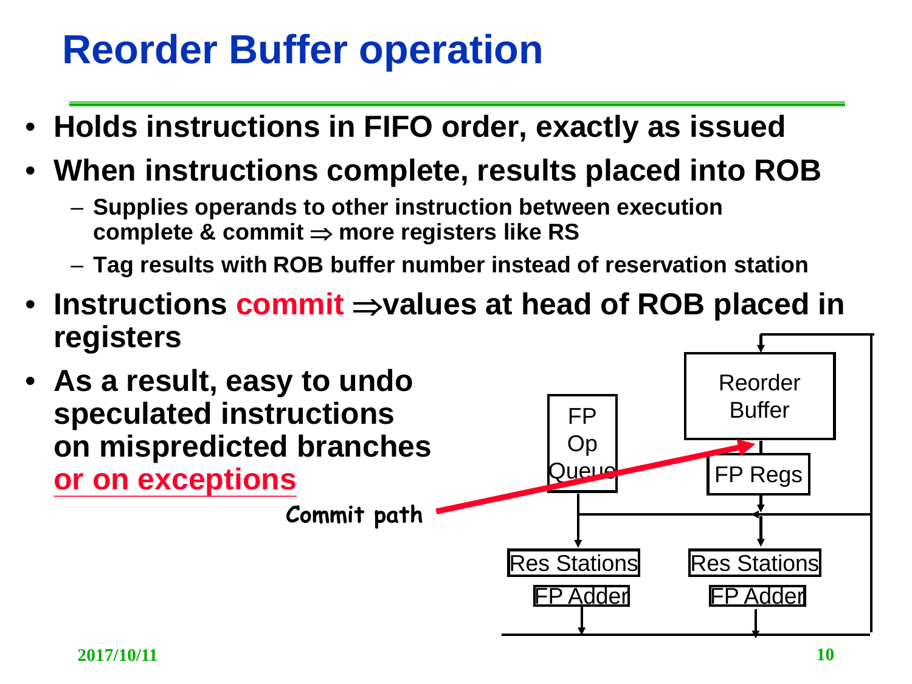# Reorder Buffer operation

- **Holds instructions in FIFO order, exactly as issued**
- **When instructions complete, results placed into ROB**
  - **Supplies operands to other instruction between execution complete & commit $\Rightarrow$ more registers like RS**
  - **Tag results with ROB buffer number instead of reservation station**
- **Instructions commit $\Rightarrow$values at head of ROB placed in registers**
- **As a result, easy to undo speculated instructions on mispredicted branches or on exceptions**

Commit path

Reorder Buffer

FP Op Queue

FP Regs

Res Stations

Res Stations

FP Adder

FP Adder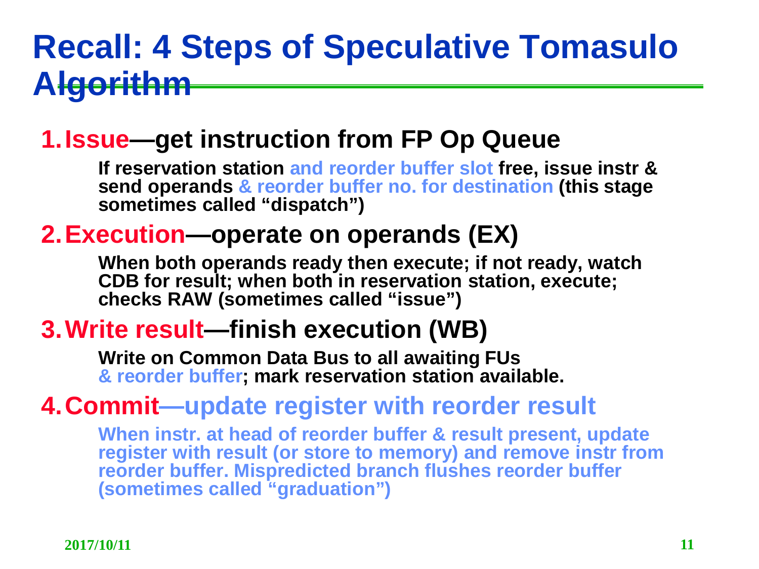# Recall: 4 Steps of Speculative Tomasulo Algorithm

1. **Issue—get instruction from FP Op Queue**

   **If reservation station and reorder buffer slot free, issue instr & send operands & reorder buffer no. for destination (this stage sometimes called "dispatch")**

2. **Execution—operate on operands (EX)**

   **When both operands ready then execute; if not ready, watch CDB for result; when both in reservation station, execute; checks RAW (sometimes called "issue")**

3. **Write result—finish execution (WB)**

   **Write on Common Data Bus to all awaiting FUs & reorder buffer; mark reservation station available.**

4. **Commit—update register with reorder result**

   **When instr. at head of reorder buffer & result present, update register with result (or store to memory) and remove instr from reorder buffer. Mispredicted branch flushes reorder buffer (sometimes called "graduation")**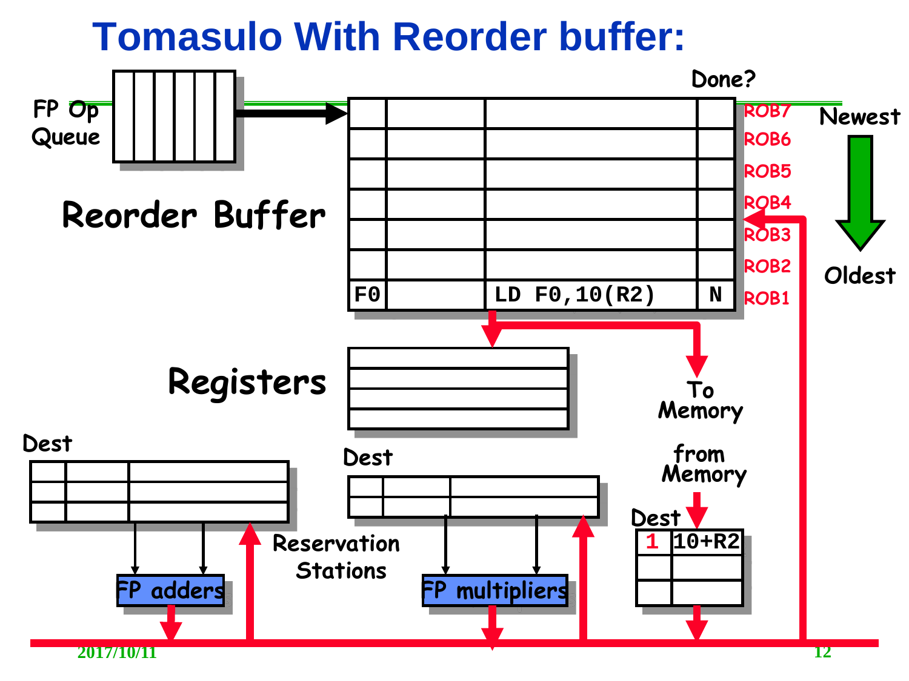# Tomasulo With Reorder buffer:

FP Op Queue

Done?

Newest

Oldest

**Reorder Buffer**

| | | | Done? | |
|---|---|---|---|---|
| | | | | ROB7 |
| | | | | ROB6 |
| | | | | ROB5 |
| | | | | ROB4 |
| | | | | ROB3 |
| | | | | ROB2 |
| F0 | | LD F0,10(R2) | N | ROB1 |

To Memory

**Registers**

from Memory

Dest

| Dest | |
|---|---|
| 1 | 10+R2 |
| | |
| | |

Reservation Stations

FP adders

FP multipliers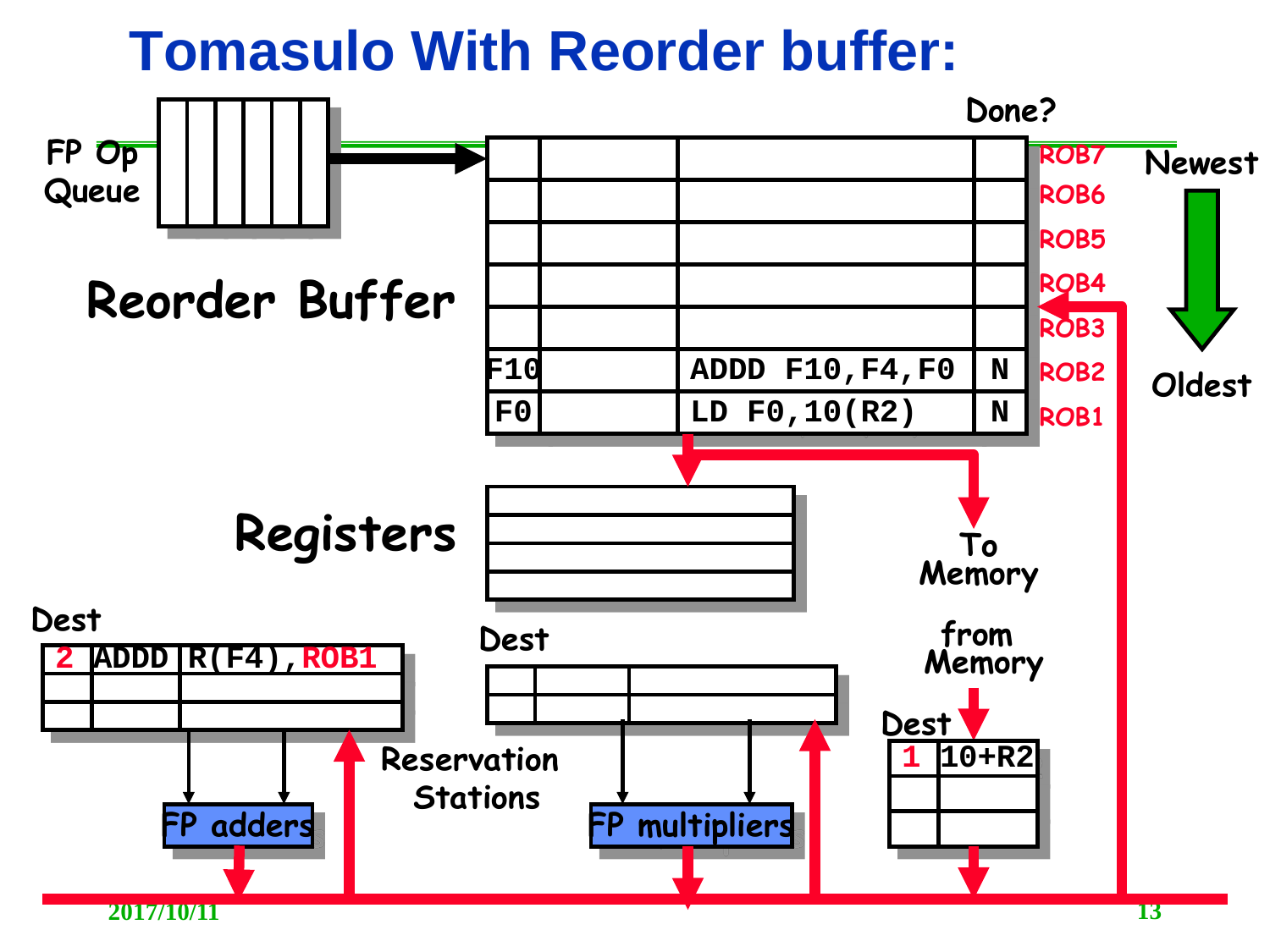# Tomasulo With Reorder buffer:

FP Op Queue

Done?

Newest

Oldest

Reorder Buffer

| | | | Done? | |
|---|---|---|---|---|
| | | | | ROB7 |
| | | | | ROB6 |
| | | | | ROB5 |
| | | | | ROB4 |
| | | | | ROB3 |
| F10 | | ADDD F10,F4,F0 | N | ROB2 |
| F0 | | LD F0,10(R2) | N | ROB1 |

To Memory

Registers

Dest

| Dest | | |
|---|---|---|
| 2 | ADDD | R(F4),ROB1 |
| | | |
| | | |

FP adders

Reservation Stations

Dest

FP multipliers

from Memory

| Dest | |
|---|---|
| 1 | 10+R2 |
| | |
| | |

2017/10/11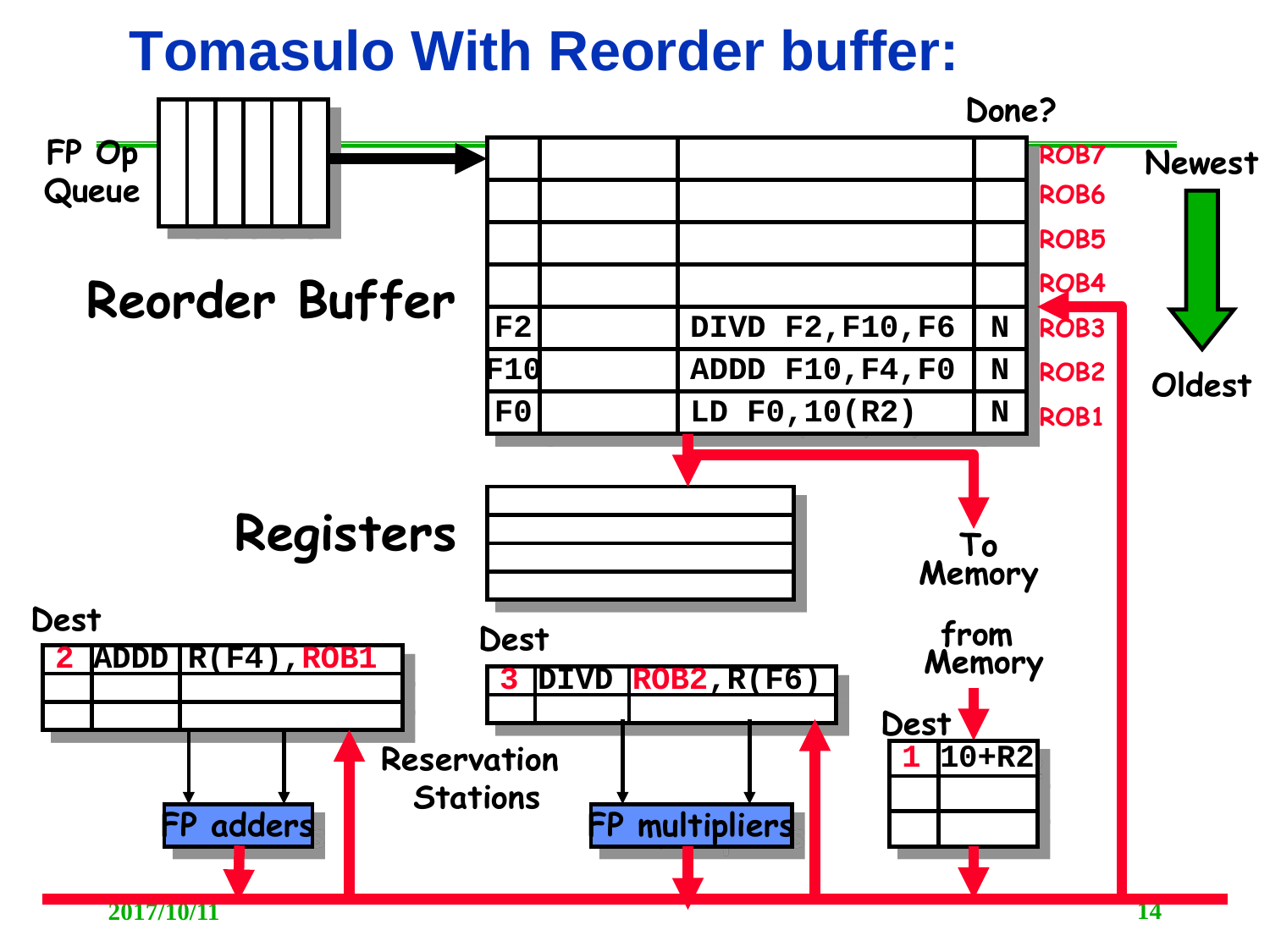# Tomasulo With Reorder buffer:

FP Op Queue

**Reorder Buffer**

| | | | Done? | |
|---|---|---|---|---|
| | | | | ROB7 |
| | | | | ROB6 |
| | | | | ROB5 |
| | | | | ROB4 |
| F2 | | DIVD F2,F10,F6 | N | ROB3 |
| F10 | | ADDD F10,F4,F0 | N | ROB2 |
| F0 | | LD F0,10(R2) | N | ROB1 |

Newest

Oldest

To Memory

**Registers**

Dest

| | | |
|---|---|---|
| 2 | ADDD | R(F4),ROB1 |
| | | |
| | | |

FP adders

Reservation Stations

Dest

| | | |
|---|---|---|
| 3 | DIVD | ROB2,R(F6) |
| | | |

FP multipliers

from Memory

Dest

| | |
|---|---|
| 1 | 10+R2 |
| | |
| | |

2017/10/11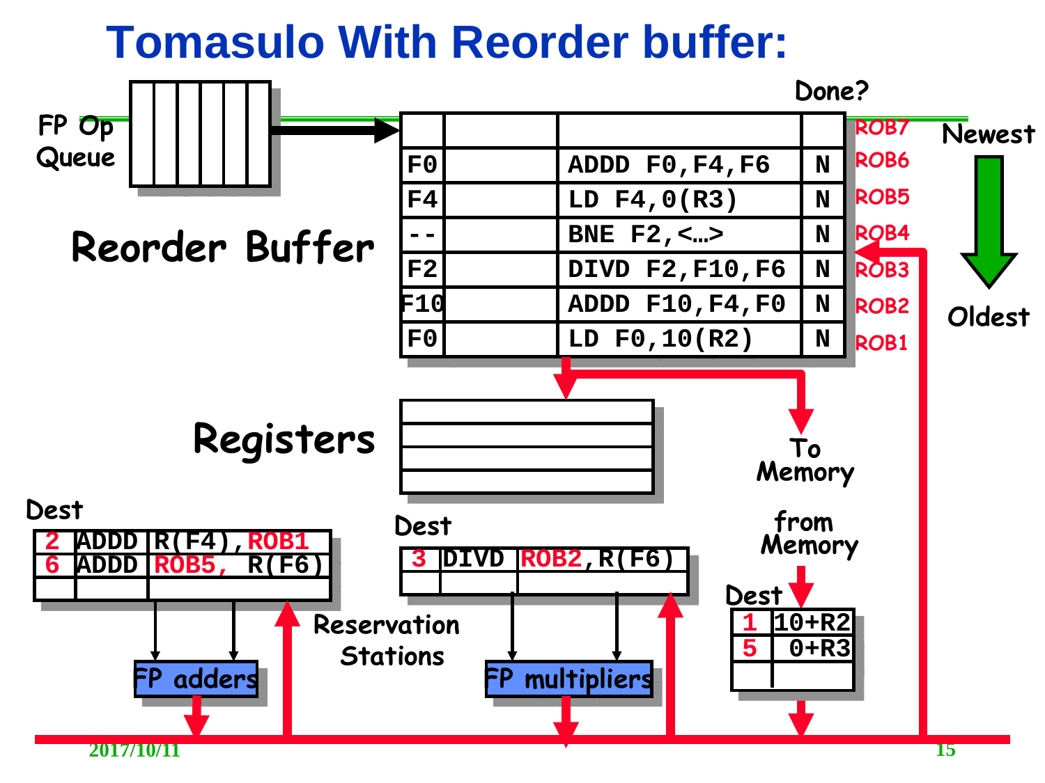# Tomasulo With Reorder buffer:

FP Op Queue

**Reorder Buffer**

Done?

| Dest | Value | Instruction | Done? | Entry |
|---|---|---|---|---|
| | | | | ROB7 |
| F0 | | ADDD F0,F4,F6 | N | ROB6 |
| F4 | | LD F4,0(R3) | N | ROB5 |
| -- | | BNE F2,<…> | N | ROB4 |
| F2 | | DIVD F2,F10,F6 | N | ROB3 |
| F10 | | ADDD F10,F4,F0 | N | ROB2 |
| F0 | | LD F0,10(R2) | N | ROB1 |

Newest → Oldest

To Memory

**Registers**

from Memory

**Reservation Stations**

FP adders:

| Dest | Op | Operands |
|---|---|---|
| 2 | ADDD | R(F4),ROB1 |
| 6 | ADDD | ROB5, R(F6) |
| | | |

FP multipliers:

| Dest | Op | Operands |
|---|---|---|
| 3 | DIVD | ROB2,R(F6) |
| | | |

Load buffers:

| Dest | Address |
|---|---|
| 1 | 10+R2 |
| 5 | 0+R3 |
| | |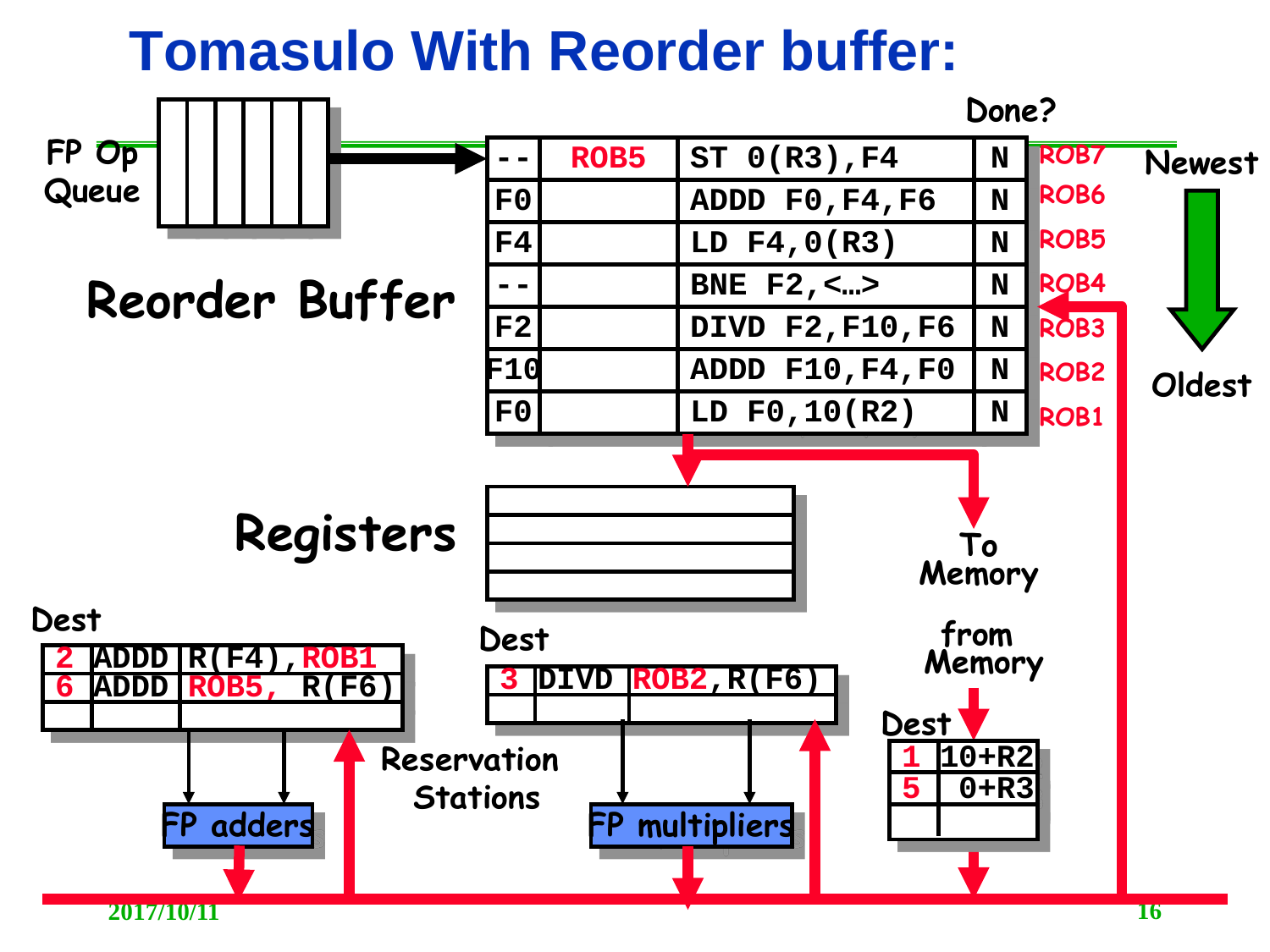# Tomasulo With Reorder buffer:

FP Op Queue

**Reorder Buffer**

| Dest | Value | Instruction | Done? | |
|---|---|---|---|---|
| -- | ROB5 | ST 0(R3),F4 | N | ROB7 |
| F0 | | ADDD F0,F4,F6 | N | ROB6 |
| F4 | | LD F4,0(R3) | N | ROB5 |
| -- | | BNE F2,<…> | N | ROB4 |
| F2 | | DIVD F2,F10,F6 | N | ROB3 |
| F10 | | ADDD F10,F4,F0 | N | ROB2 |
| F0 | | LD F0,10(R2) | N | ROB1 |

Newest → Oldest

To Memory

**Registers**

**Reservation Stations**

FP adders:

| Dest | Op | Operands |
|---|---|---|
| 2 | ADDD | R(F4),ROB1 |
| 6 | ADDD | ROB5, R(F6) |

FP multipliers:

| Dest | Op | Operands |
|---|---|---|
| 3 | DIVD | ROB2,R(F6) |

from Memory

| Dest | Address |
|---|---|
| 1 | 10+R2 |
| 5 | 0+R3 |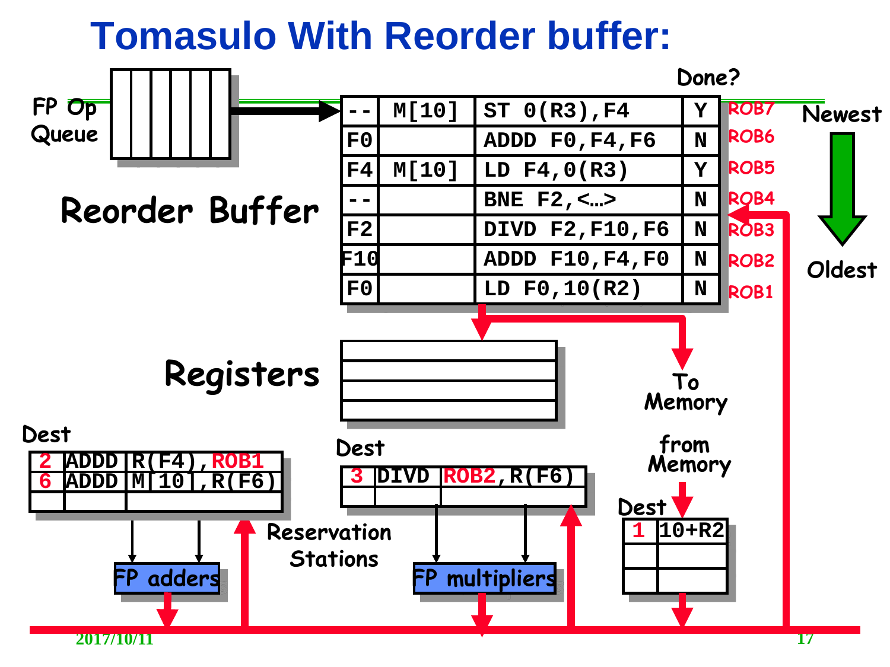# Tomasulo With Reorder buffer:

**Reorder Buffer**

| Dest | Value | Instruction | Done? | |
|---|---|---|---|---|
| -- | M[10] | ST 0(R3),F4 | Y | ROB7 |
| F0 | | ADDD F0,F4,F6 | N | ROB6 |
| F4 | M[10] | LD F4,0(R3) | Y | ROB5 |
| -- | | BNE F2,<…> | N | ROB4 |
| F2 | | DIVD F2,F10,F6 | N | ROB3 |
| F10 | | ADDD F10,F4,F0 | N | ROB2 |
| F0 | | LD F0,10(R2) | N | ROB1 |

Newest → Oldest

FP Op Queue

Registers

To Memory

from Memory

**Reservation Stations**

FP adders:

| Dest | Op | Operands |
|---|---|---|
| 2 | ADDD | R(F4),ROB1 |
| 6 | ADDD | M[10],R(F6) |

FP multipliers:

| Dest | Op | Operands |
|---|---|---|
| 3 | DIVD | ROB2,R(F6) |

Load buffer:

| Dest | Address |
|---|---|
| 1 | 10+R2 |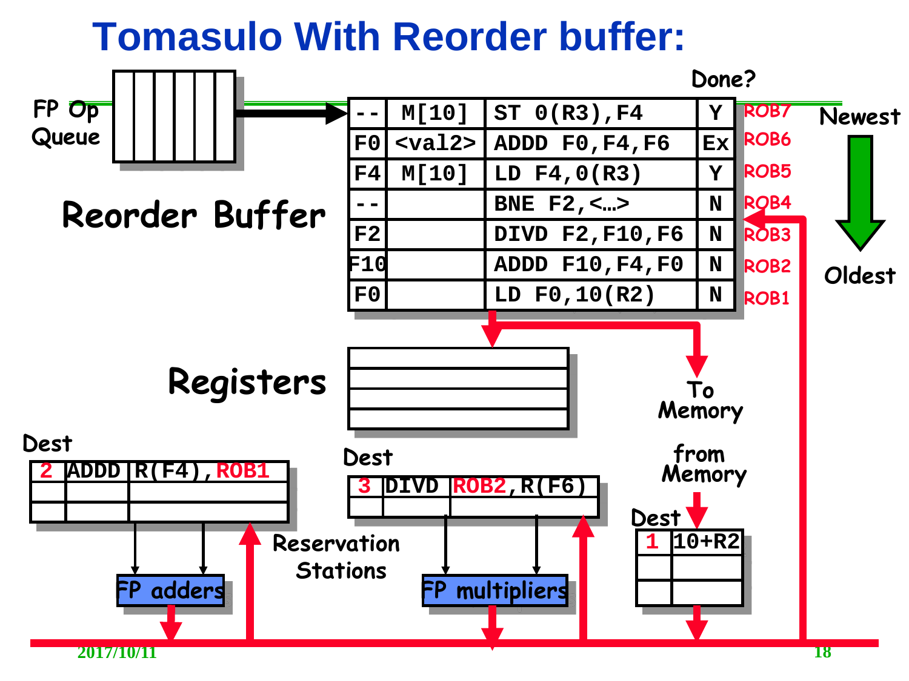# Tomasulo With Reorder buffer:

FP Op Queue

**Reorder Buffer**

| Dest | Value | Instruction | Done? | |
|---|---|---|---|---|
| -- | M[10] | ST 0(R3),F4 | Y | ROB7 |
| F0 | <val2> | ADDD F0,F4,F6 | Ex | ROB6 |
| F4 | M[10] | LD F4,0(R3) | Y | ROB5 |
| -- | | BNE F2,<…> | N | ROB4 |
| F2 | | DIVD F2,F10,F6 | N | ROB3 |
| F10 | | ADDD F10,F4,F0 | N | ROB2 |
| F0 | | LD F0,10(R2) | N | ROB1 |

Newest → Oldest

To Memory

**Registers**

from Memory

Reservation Stations

Dest

| 2 | ADDD | R(F4),ROB1 |
|---|---|---|
| | | |
| | | |

FP adders

Dest

| 3 | DIVD | ROB2,R(F6) |
|---|---|---|
| | | |

FP multipliers

Dest

| 1 | 10+R2 |
|---|---|
| | |
| | |

2017/10/11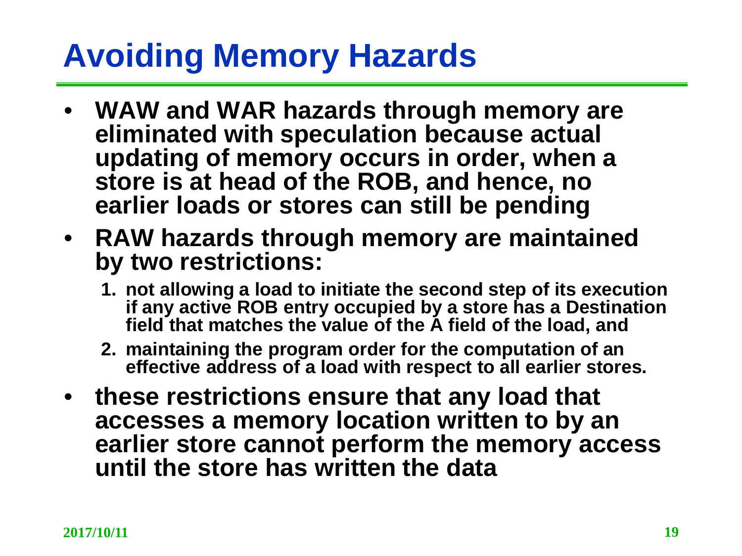# Avoiding Memory Hazards

- **WAW and WAR hazards through memory are eliminated with speculation because actual updating of memory occurs in order, when a store is at head of the ROB, and hence, no earlier loads or stores can still be pending**
- **RAW hazards through memory are maintained by two restrictions:**
  1. **not allowing a load to initiate the second step of its execution if any active ROB entry occupied by a store has a Destination field that matches the value of the A field of the load, and**
  2. **maintaining the program order for the computation of an effective address of a load with respect to all earlier stores.**
- **these restrictions ensure that any load that accesses a memory location written to by an earlier store cannot perform the memory access until the store has written the data**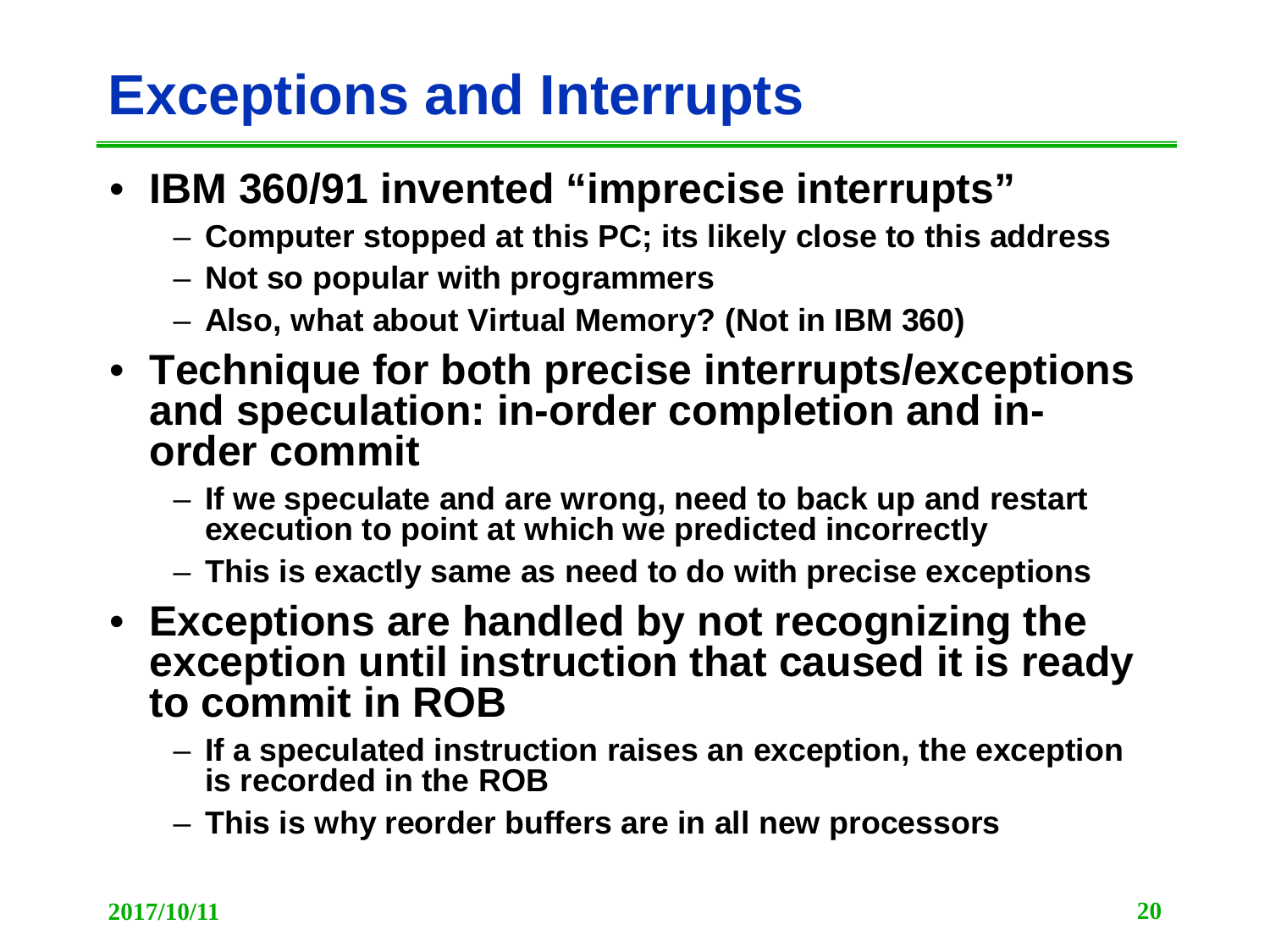# Exceptions and Interrupts

- IBM 360/91 invented "imprecise interrupts"
  - Computer stopped at this PC; its likely close to this address
  - Not so popular with programmers
  - Also, what about Virtual Memory? (Not in IBM 360)
- Technique for both precise interrupts/exceptions and speculation: in-order completion and in-order commit
  - If we speculate and are wrong, need to back up and restart execution to point at which we predicted incorrectly
  - This is exactly same as need to do with precise exceptions
- Exceptions are handled by not recognizing the exception until instruction that caused it is ready to commit in ROB
  - If a speculated instruction raises an exception, the exception is recorded in the ROB
  - This is why reorder buffers are in all new processors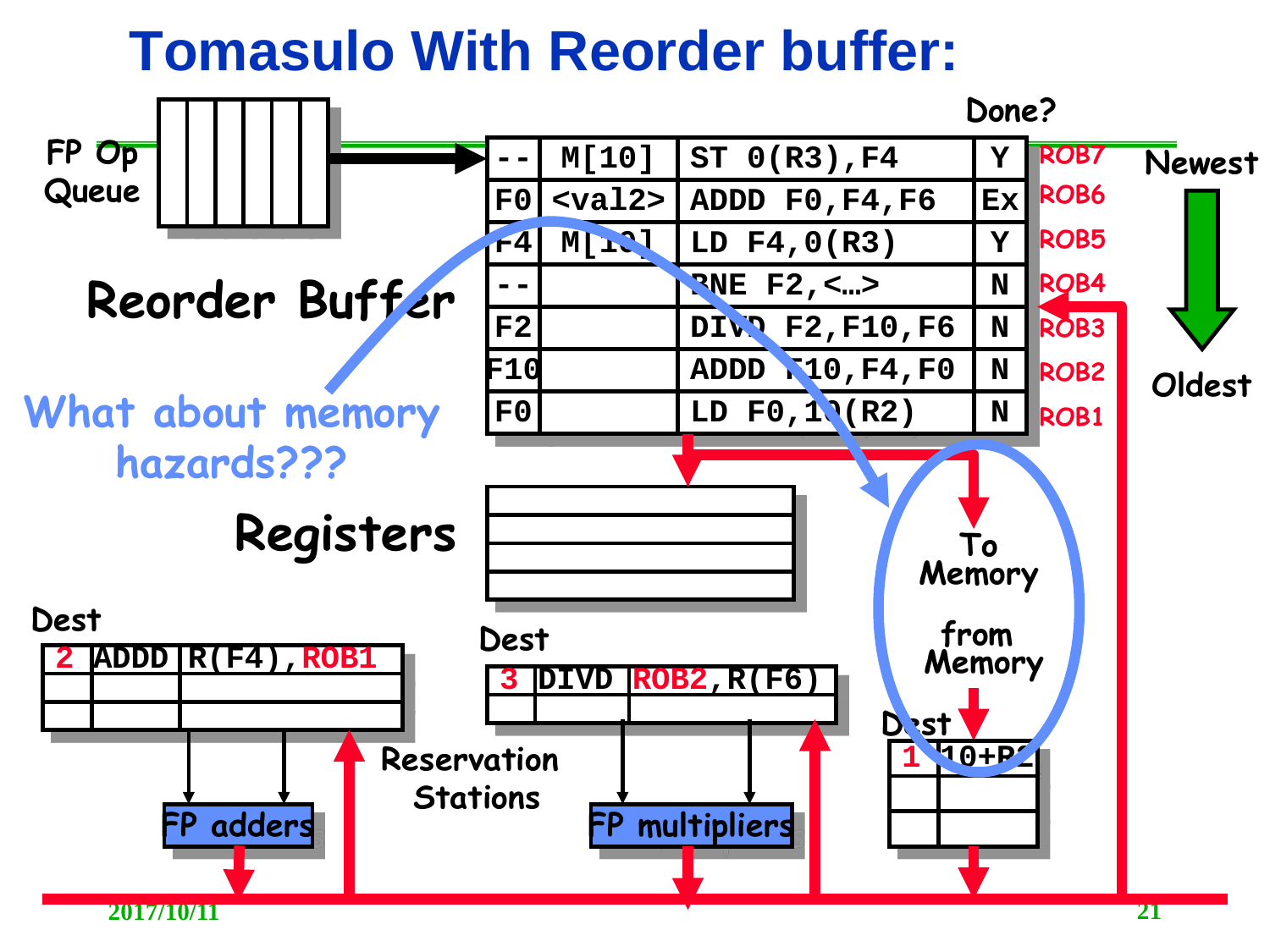# Tomasulo With Reorder buffer:

FP Op Queue

Reorder Buffer

| | | | Done? | |
|---|---|---|---|---|
| -- | M[10] | ST 0(R3),F4 | Y | ROB7 |
| F0 | <val2> | ADDD F0,F4,F6 | Ex | ROB6 |
| F4 | M[10] | LD F4,0(R3) | Y | ROB5 |
| -- | | BNE F2,<…> | N | ROB4 |
| F2 | | DIVD F2,F10,F6 | N | ROB3 |
| F10 | | ADDD F10,F4,F0 | N | ROB2 |
| F0 | | LD F0,10(R2) | N | ROB1 |

Newest → Oldest

What about memory hazards???

Registers

To Memory

from Memory

Reservation Stations

Dest: 2 ADDD R(F4),ROB1 → FP adders

Dest: 3 DIVD ROB2,R(F6) → FP multipliers

Dest: 1 10+R2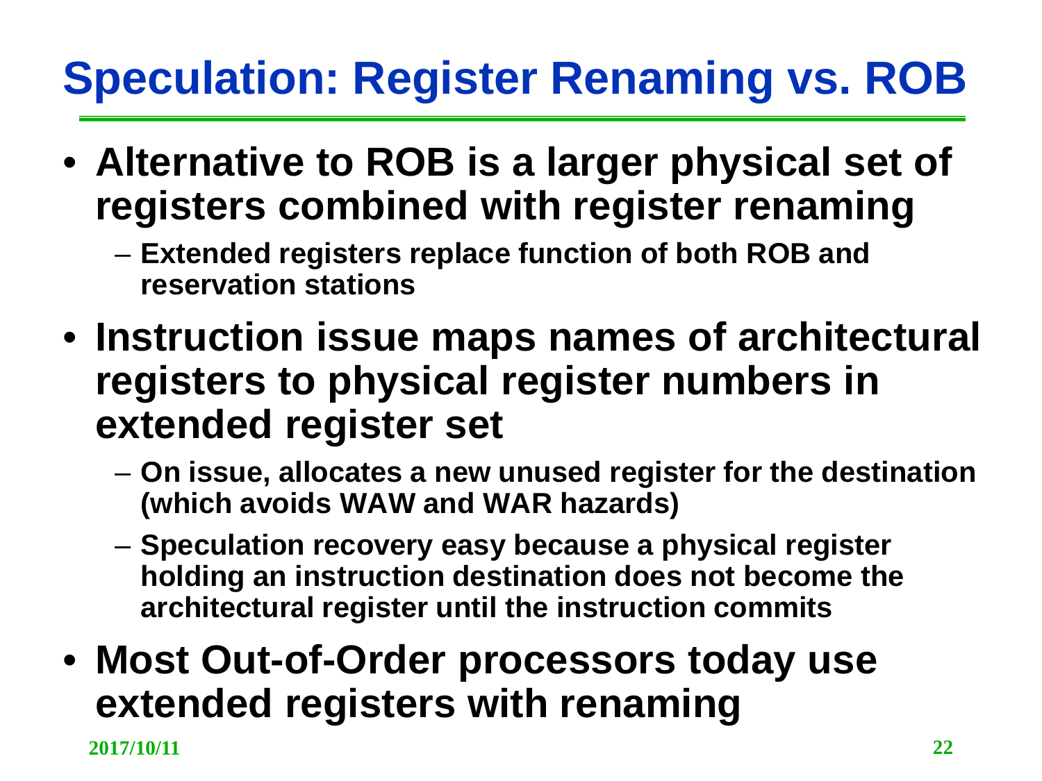# Speculation: Register Renaming vs. ROB

- **Alternative to ROB is a larger physical set of registers combined with register renaming**
  - **Extended registers replace function of both ROB and reservation stations**
- **Instruction issue maps names of architectural registers to physical register numbers in extended register set**
  - **On issue, allocates a new unused register for the destination (which avoids WAW and WAR hazards)**
  - **Speculation recovery easy because a physical register holding an instruction destination does not become the architectural register until the instruction commits**
- **Most Out-of-Order processors today use extended registers with renaming**

**2017/10/11**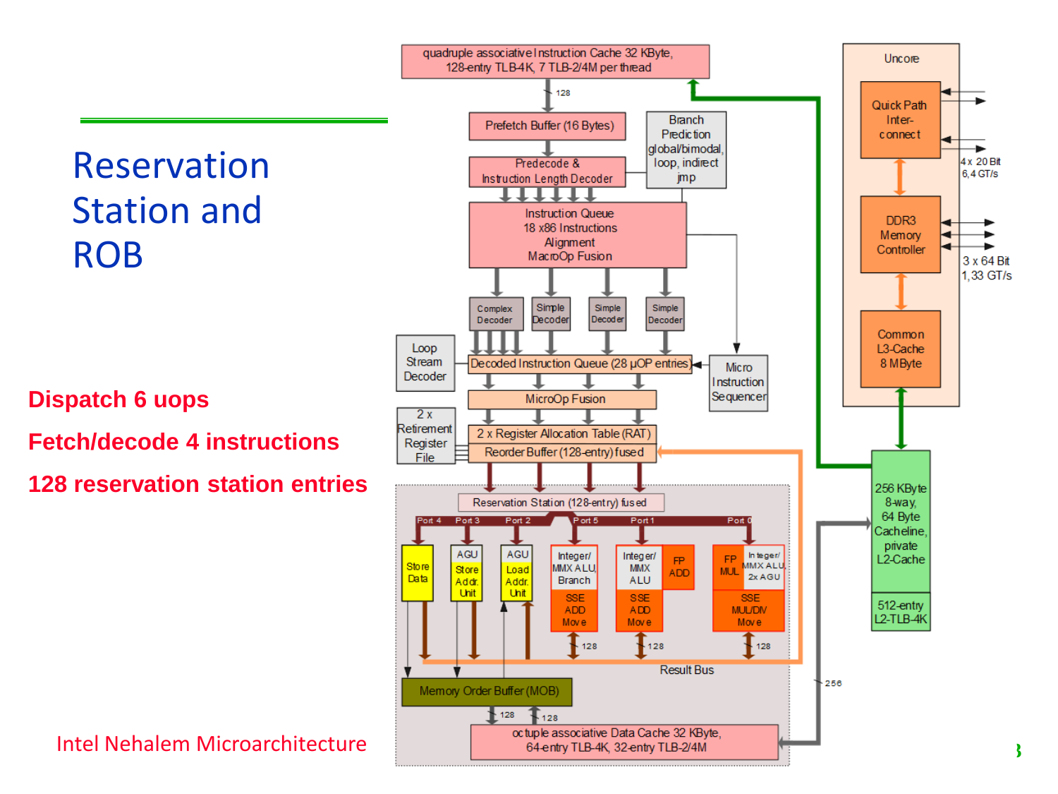# Reservation Station and ROB

**Dispatch 6 uops**

**Fetch/decode 4 instructions**

**128 reservation station entries**

Intel Nehalem Microarchitecture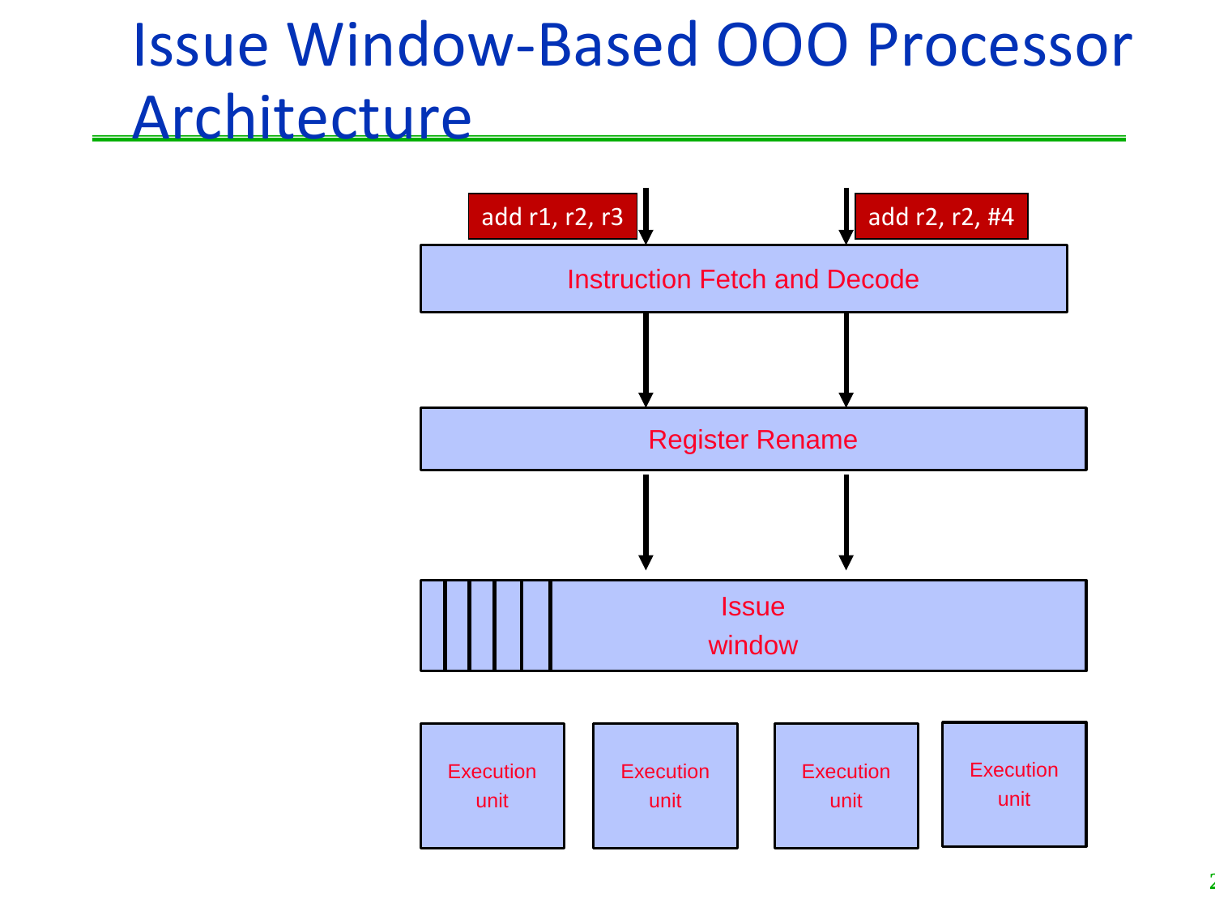# Issue Window-Based OOO Processor Architecture

add r1, r2, r3

add r2, r2, #4

Instruction Fetch and Decode

Register Rename

Issue window

Execution unit

Execution unit

Execution unit

Execution unit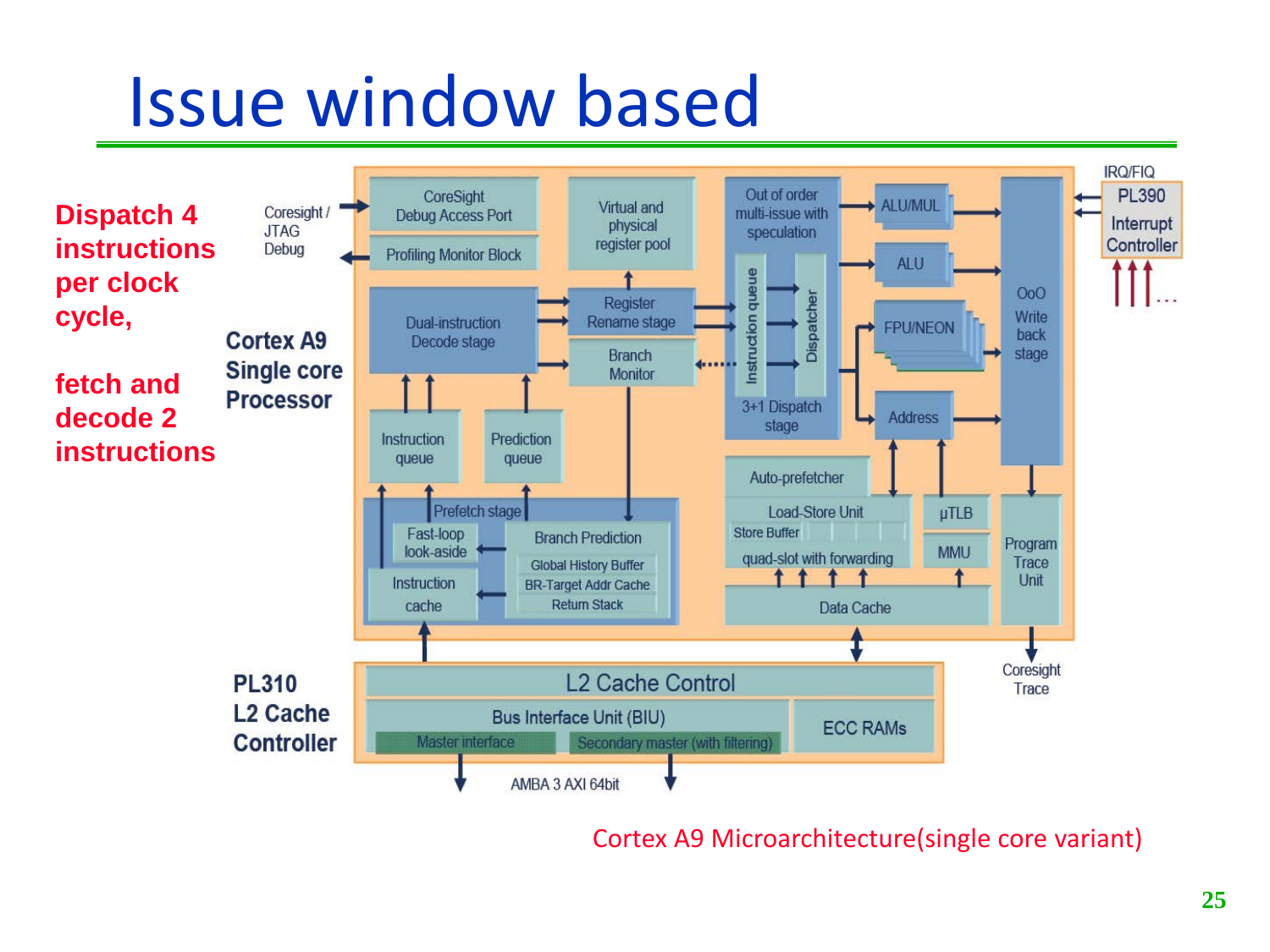# Issue window based

**Dispatch 4 instructions per clock cycle,**

**fetch and decode 2 instructions**

Cortex A9 Single core Processor

Coresight / JTAG Debug

CoreSight Debug Access Port

Profiling Monitor Block

Virtual and physical register pool

Out of order multi-issue with speculation

ALU/MUL

ALU

FPU/NEON

Address

OoO Write back stage

IRQ/FIQ

PL390 Interrupt Controller

Dual-instruction Decode stage

Register Rename stage

Branch Monitor

Instruction queue

Dispatcher

3+1 Dispatch stage

Instruction queue

Prediction queue

Prefetch stage

Fast-loop look-aside

Instruction cache

Branch Prediction

Global History Buffer

BR-Target Addr Cache

Return Stack

Auto-prefetcher

Load-Store Unit

Store Buffer

quad-slot with forwarding

μTLB

MMU

Data Cache

Program Trace Unit

Coresight Trace

PL310 L2 Cache Controller

L2 Cache Control

Bus Interface Unit (BIU)

Master interface

Secondary master (with filtering)

ECC RAMs

AMBA 3 AXI 64bit

Cortex A9 Microarchitecture(single core variant)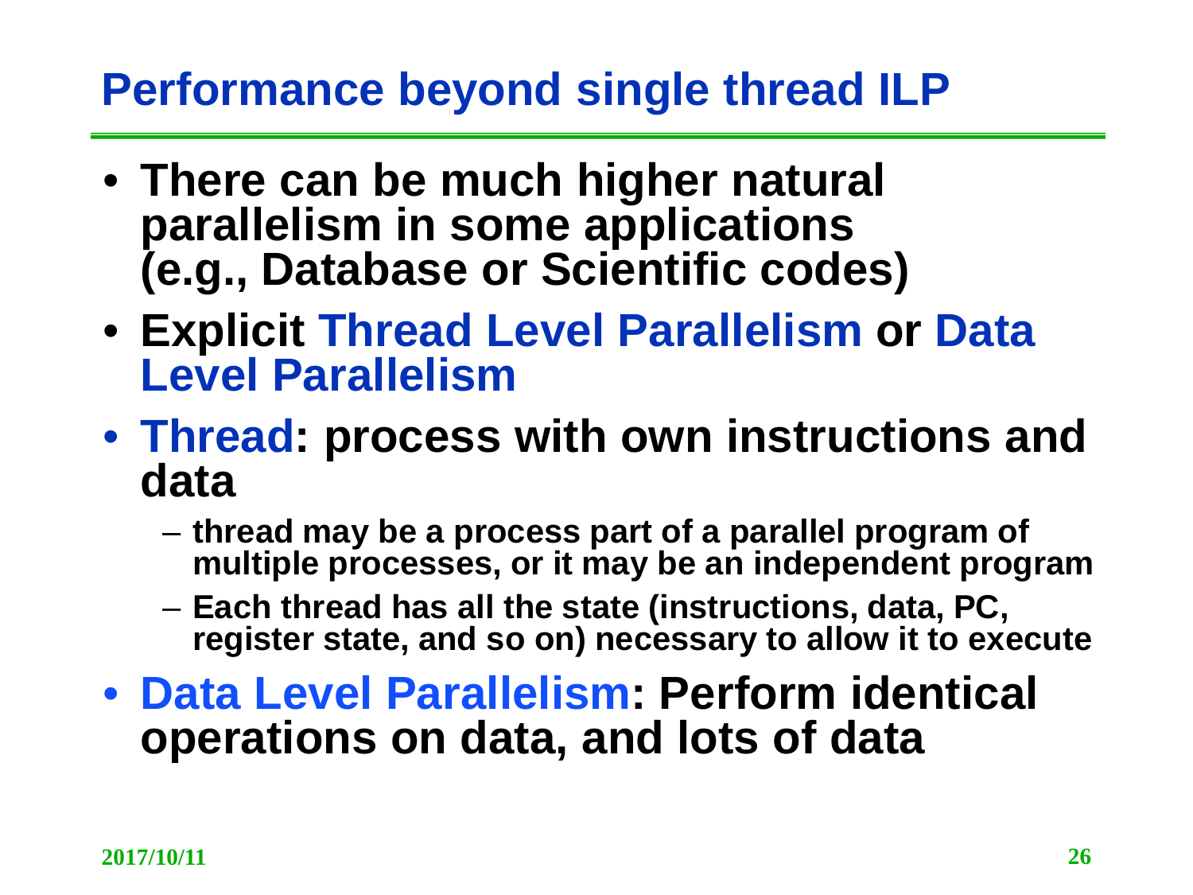# Performance beyond single thread ILP

- There can be much higher natural parallelism in some applications (e.g., Database or Scientific codes)
- Explicit Thread Level Parallelism or Data Level Parallelism
- Thread: process with own instructions and data
  - thread may be a process part of a parallel program of multiple processes, or it may be an independent program
  - Each thread has all the state (instructions, data, PC, register state, and so on) necessary to allow it to execute
- Data Level Parallelism: Perform identical operations on data, and lots of data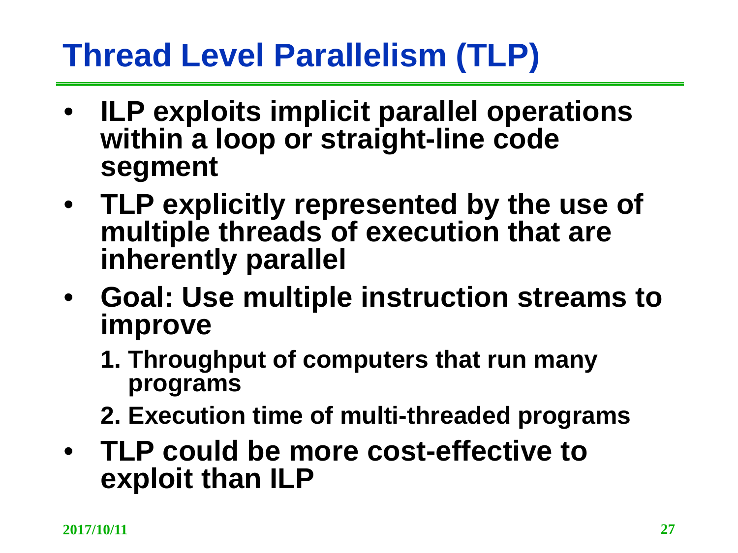# Thread Level Parallelism (TLP)

- ILP exploits implicit parallel operations within a loop or straight-line code segment
- TLP explicitly represented by the use of multiple threads of execution that are inherently parallel
- Goal: Use multiple instruction streams to improve
  1. Throughput of computers that run many programs
  2. Execution time of multi-threaded programs
- TLP could be more cost-effective to exploit than ILP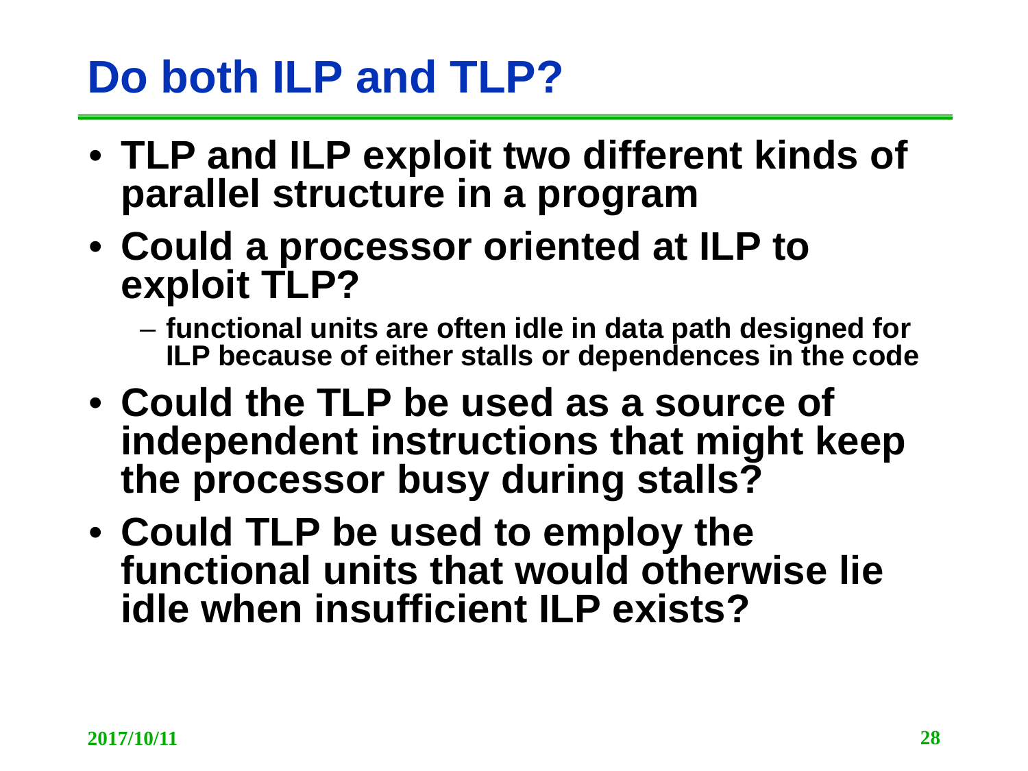# Do both ILP and TLP?

- TLP and ILP exploit two different kinds of parallel structure in a program
- Could a processor oriented at ILP to exploit TLP?
  - functional units are often idle in data path designed for ILP because of either stalls or dependences in the code
- Could the TLP be used as a source of independent instructions that might keep the processor busy during stalls?
- Could TLP be used to employ the functional units that would otherwise lie idle when insufficient ILP exists?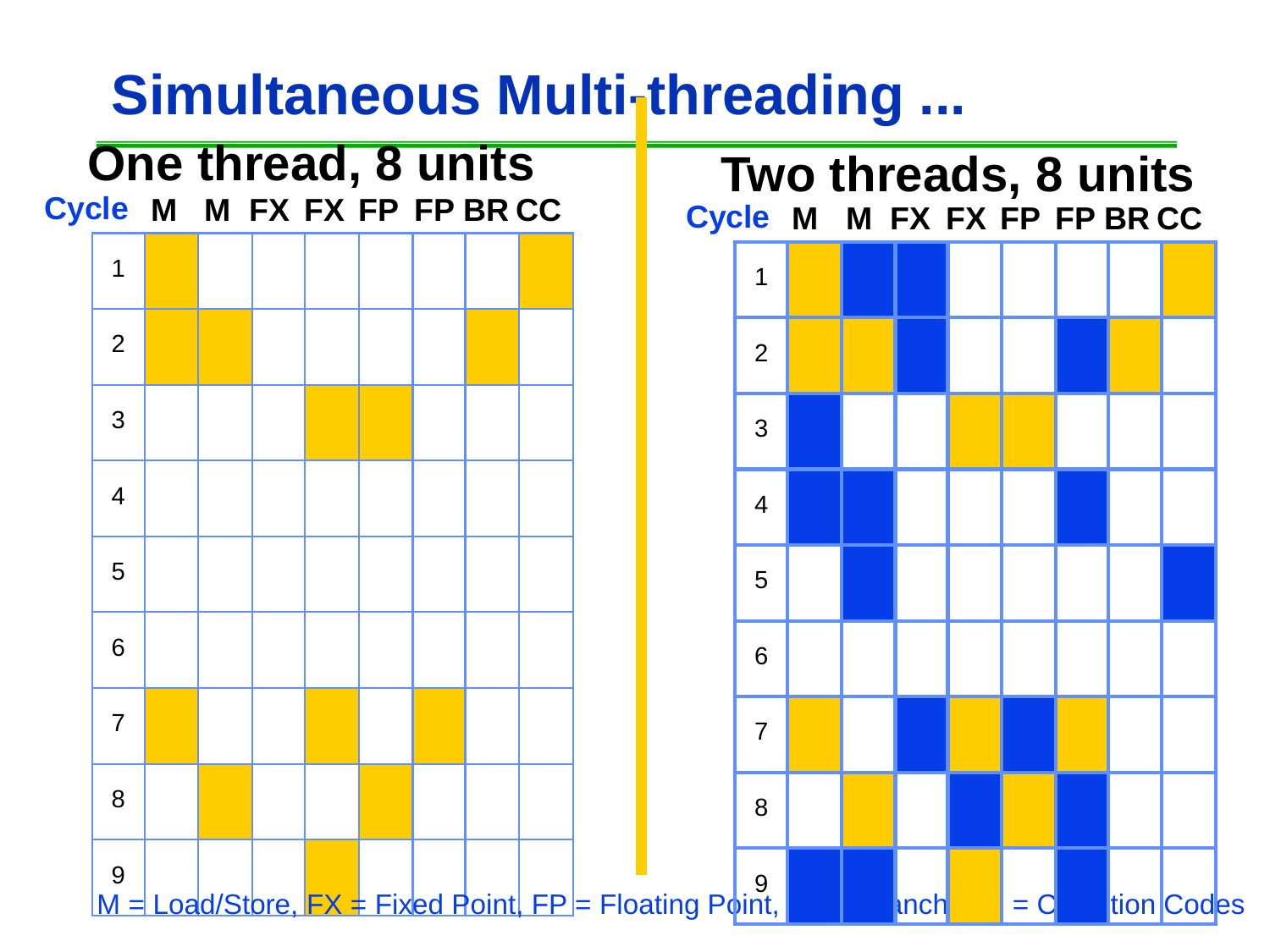# Simultaneous Multi-threading ...

## One thread, 8 units

| Cycle | M | M | FX | FX | FP | FP | BR | CC |
|---|---|---|---|---|---|---|---|---|
| 1 | | | | | | | | |
| 2 | | | | | | | | |
| 3 | | | | | | | | |
| 4 | | | | | | | | |
| 5 | | | | | | | | |
| 6 | | | | | | | | |
| 7 | | | | | | | | |
| 8 | | | | | | | | |
| 9 | | | | | | | | |

## Two threads, 8 units

| Cycle | M | M | FX | FX | FP | FP | BR | CC |
|---|---|---|---|---|---|---|---|---|
| 1 | | | | | | | | |
| 2 | | | | | | | | |
| 3 | | | | | | | | |
| 4 | | | | | | | | |
| 5 | | | | | | | | |
| 6 | | | | | | | | |
| 7 | | | | | | | | |
| 8 | | | | | | | | |
| 9 | | | | | | | | |

M = Load/Store, FX = Fixed Point, FP = Floating Point, BR = Branch, CC = Condition Codes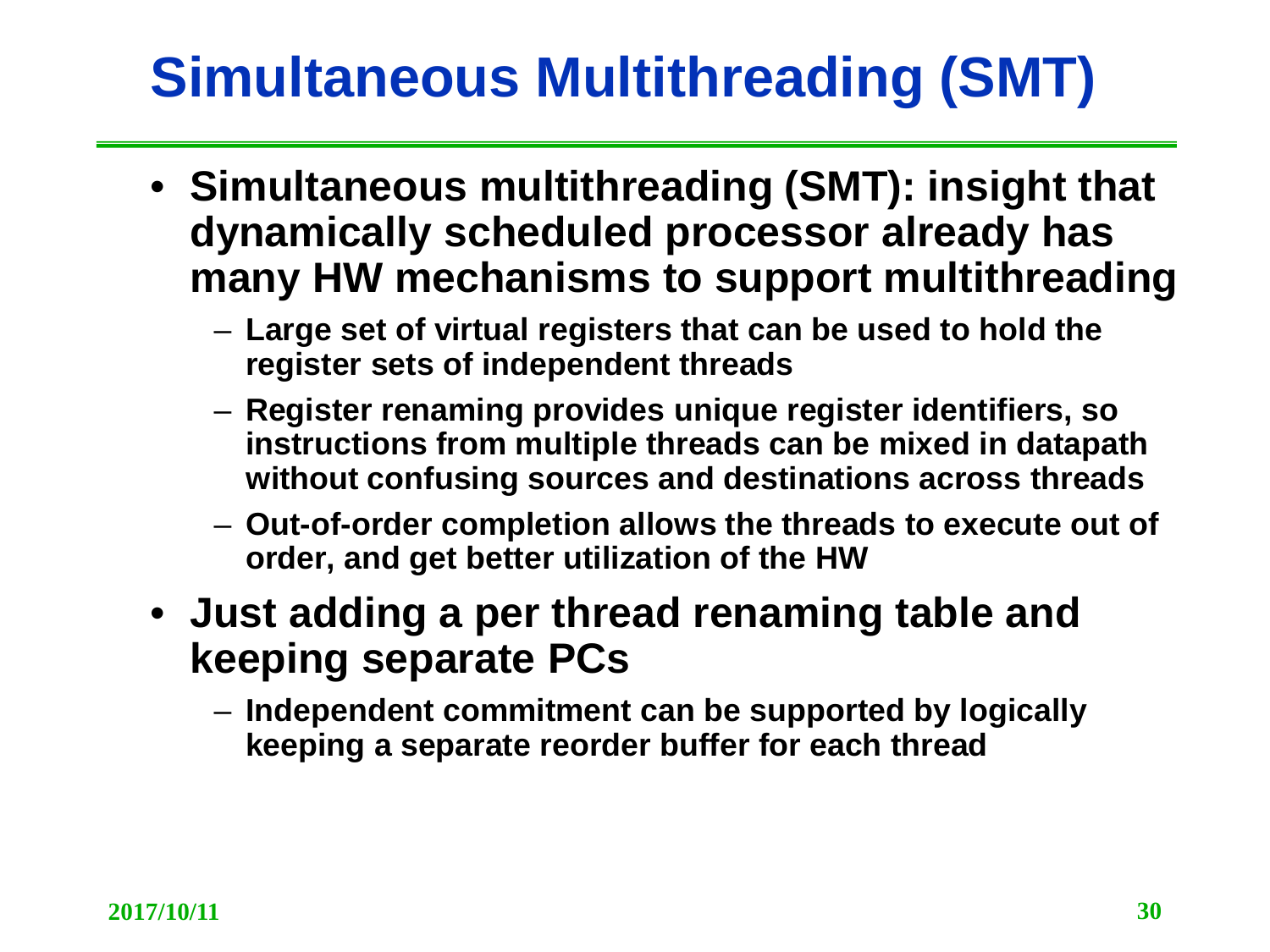# Simultaneous Multithreading (SMT)

- **Simultaneous multithreading (SMT): insight that dynamically scheduled processor already has many HW mechanisms to support multithreading**
  - **Large set of virtual registers that can be used to hold the register sets of independent threads**
  - **Register renaming provides unique register identifiers, so instructions from multiple threads can be mixed in datapath without confusing sources and destinations across threads**
  - **Out-of-order completion allows the threads to execute out of order, and get better utilization of the HW**
- **Just adding a per thread renaming table and keeping separate PCs**
  - **Independent commitment can be supported by logically keeping a separate reorder buffer for each thread**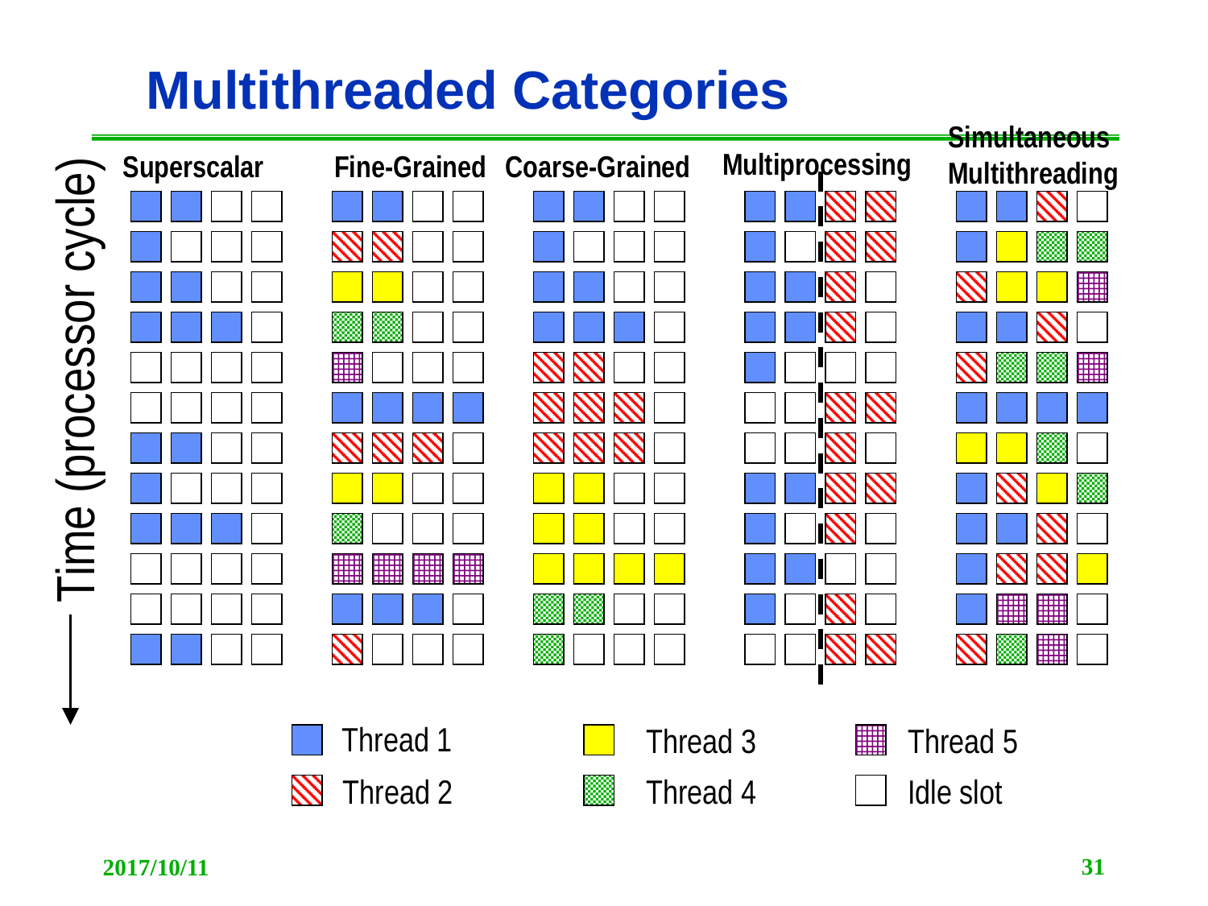# Multithreaded Categories

Superscalar | Fine-Grained | Coarse-Grained | Multiprocessing | Simultaneous Multithreading

Time (processor cycle)

Thread 1 | Thread 2 | Thread 3 | Thread 4 | Thread 5 | Idle slot

2017/10/11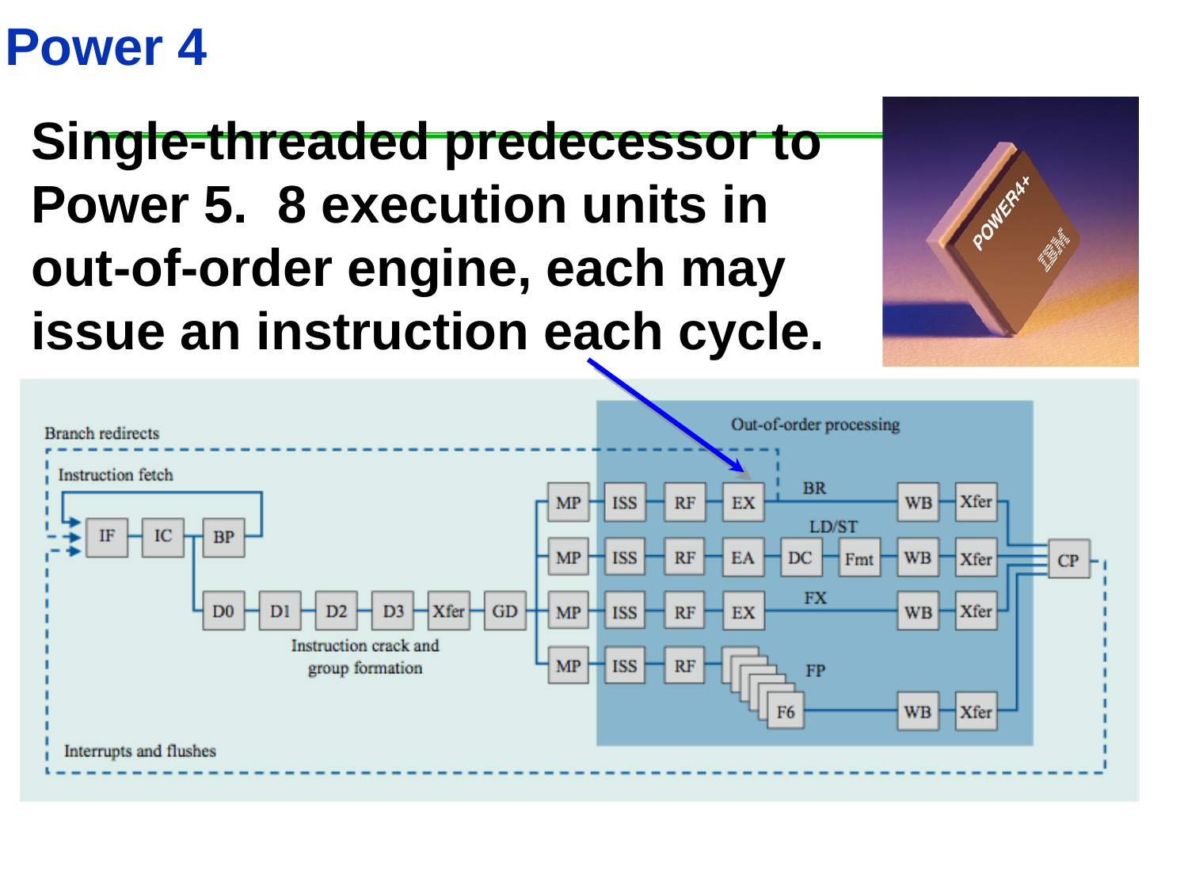# Power 4

**Single-threaded predecessor to Power 5. 8 execution units in out-of-order engine, each may issue an instruction each cycle.**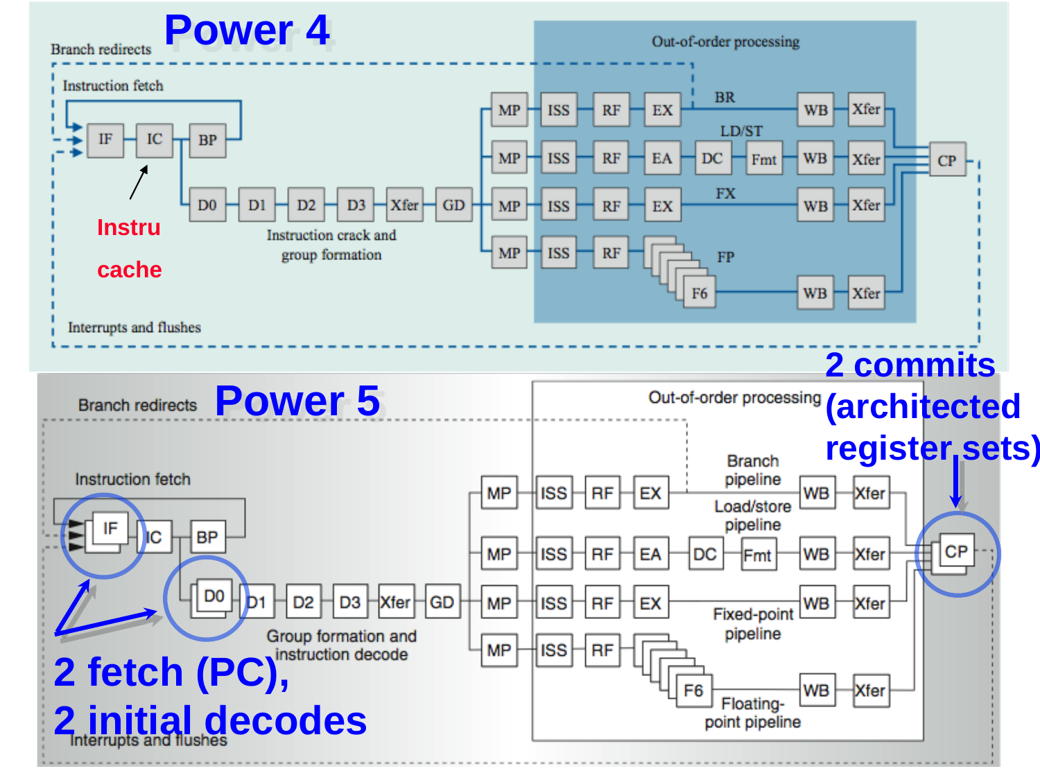# Power 4

Branch redirects

Instruction fetch

IF — IC — BP

Instru cache

D0 — D1 — D2 — D3 — Xfer — GD

Instruction crack and group formation

Out-of-order processing

MP — ISS — RF — EX — BR — WB — Xfer

MP — ISS — RF — EA — DC — Fmt — LD/ST — WB — Xfer

MP — ISS — RF — EX — FX — WB — Xfer

MP — ISS — RF — F6 — FP — WB — Xfer

CP

Interrupts and flushes

# Power 5

Branch redirects

Instruction fetch

IF — IC — BP

D0 — D1 — D2 — D3 — Xfer — GD

Group formation and instruction decode

Out-of-order processing

MP — ISS — RF — EX — Branch pipeline — WB — Xfer

MP — ISS — RF — EA — DC — Fmt — Load/store pipeline — WB — Xfer

MP — ISS — RF — EX — Fixed-point pipeline — WB — Xfer

MP — ISS — RF — F6 — Floating-point pipeline — WB — Xfer

CP

Interrupts and flushes

**2 fetch (PC), 2 initial decodes**

**2 commits (architected register sets)**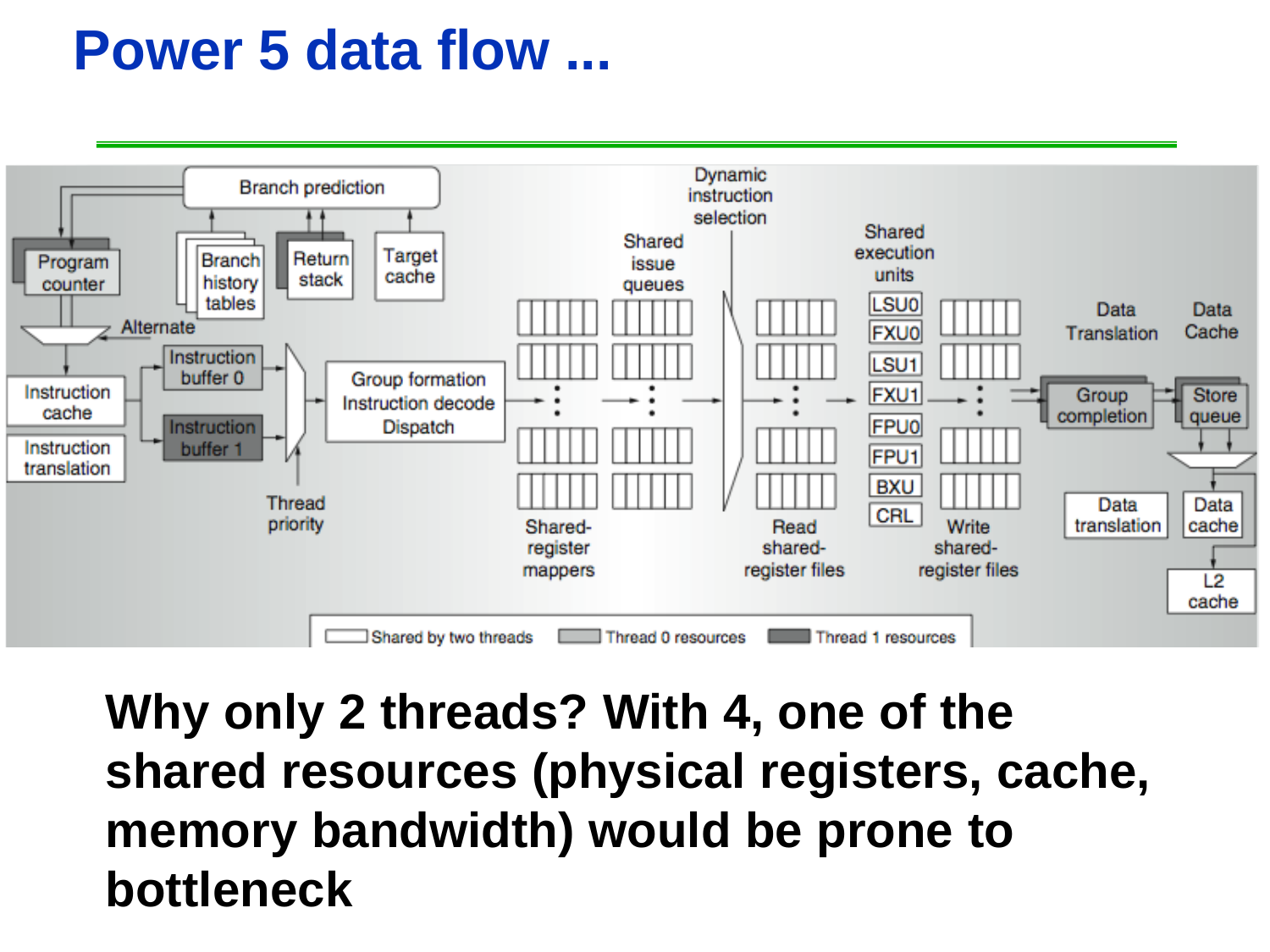# Power 5 data flow ...

**Why only 2 threads? With 4, one of the shared resources (physical registers, cache, memory bandwidth) would be prone to bottleneck**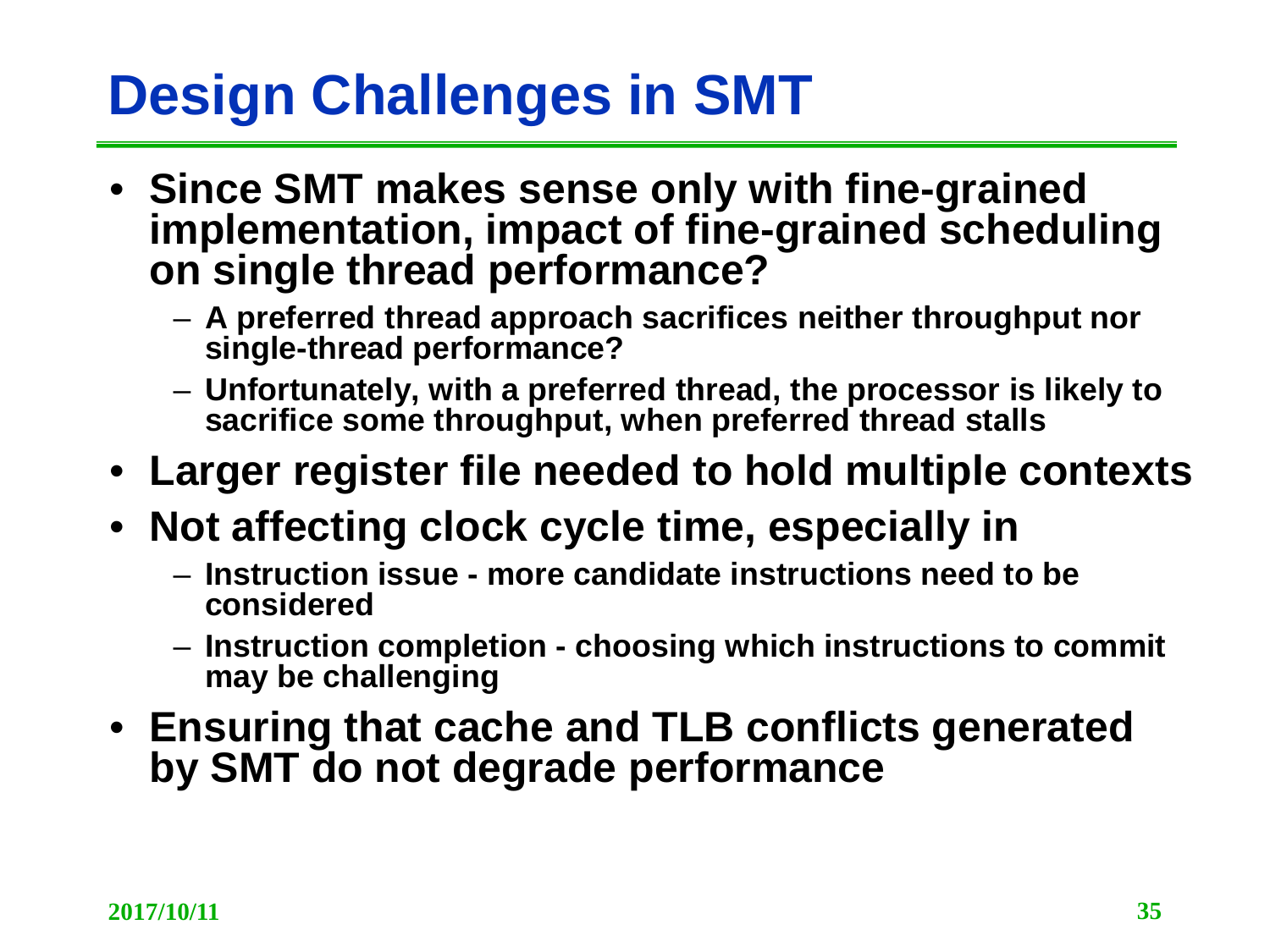# Design Challenges in SMT

- **Since SMT makes sense only with fine-grained implementation, impact of fine-grained scheduling on single thread performance?**
  - **A preferred thread approach sacrifices neither throughput nor single-thread performance?**
  - **Unfortunately, with a preferred thread, the processor is likely to sacrifice some throughput, when preferred thread stalls**
- **Larger register file needed to hold multiple contexts**
- **Not affecting clock cycle time, especially in**
  - **Instruction issue - more candidate instructions need to be considered**
  - **Instruction completion - choosing which instructions to commit may be challenging**
- **Ensuring that cache and TLB conflicts generated by SMT do not degrade performance**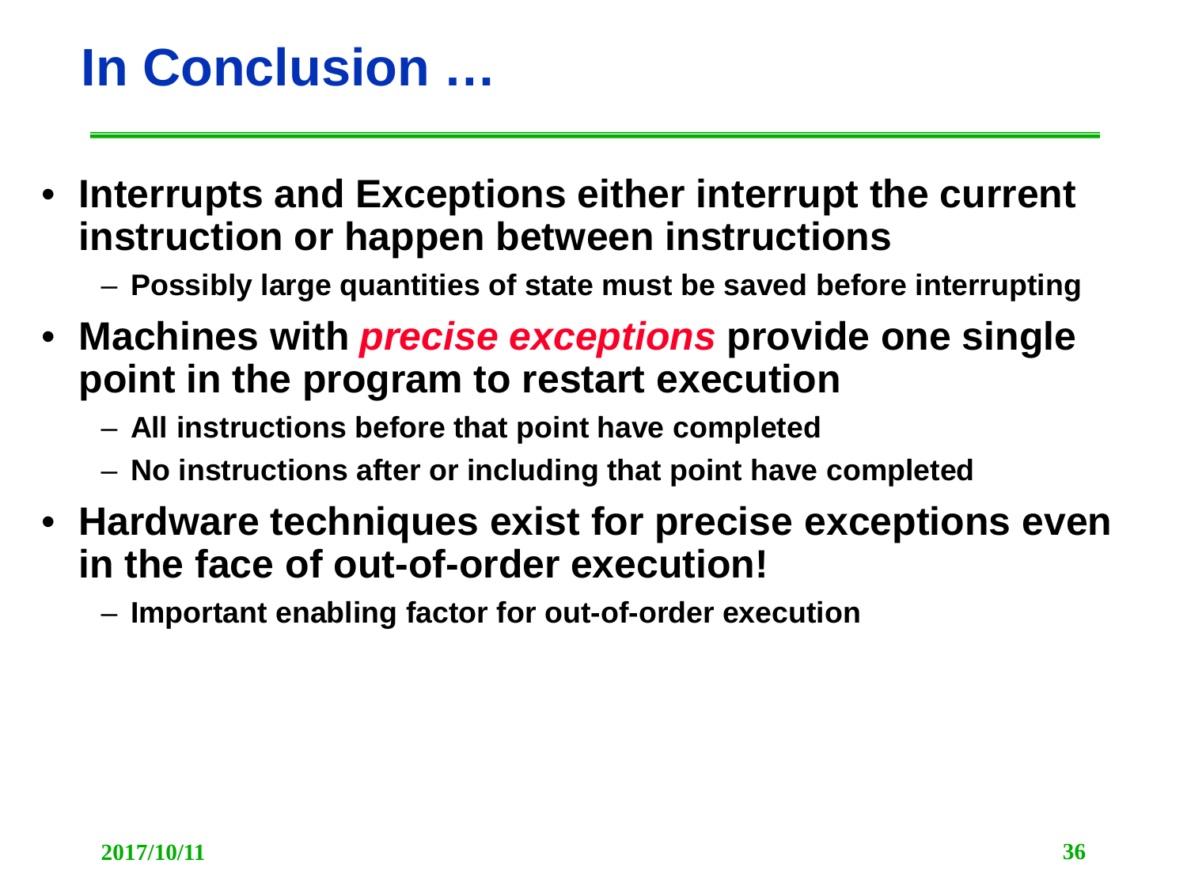# In Conclusion …

- **Interrupts and Exceptions either interrupt the current instruction or happen between instructions**
  - **Possibly large quantities of state must be saved before interrupting**
- **Machines with *precise exceptions* provide one single point in the program to restart execution**
  - **All instructions before that point have completed**
  - **No instructions after or including that point have completed**
- **Hardware techniques exist for precise exceptions even in the face of out-of-order execution!**
  - **Important enabling factor for out-of-order execution**